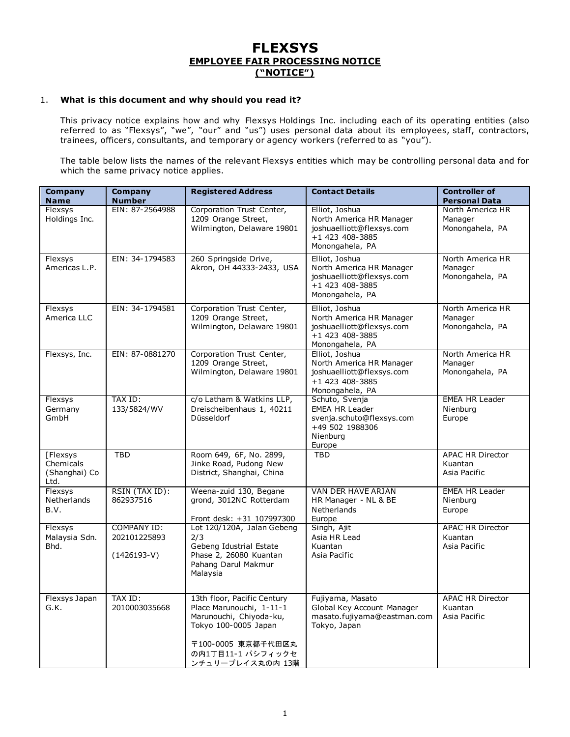# FLEXSYS

## EMPLOYEE FAIR PROCESSING NOTICE
## ("NOTICE")

1. **What is this document and why should you read it?**

This privacy notice explains how and why Flexsys Holdings Inc. including each of its operating entities (also referred to as "Flexsys", "we", "our" and "us") uses personal data about its employees, staff, contractors, trainees, officers, consultants, and temporary or agency workers (referred to as "you").

The table below lists the names of the relevant Flexsys entities which may be controlling personal data and for which the same privacy notice applies.

| Company Name | Company Number | Registered Address | Contact Details | Controller of Personal Data |
|---|---|---|---|---|
| Flexsys Holdings Inc. | EIN: 87-2564988 | Corporation Trust Center, 1209 Orange Street, Wilmington, Delaware 19801 | Elliot, Joshua<br>North America HR Manager<br>joshuaelliott@flexsys.com<br>+1 423 408-3885<br>Monongahela, PA | North America HR Manager<br>Monongahela, PA |
| Flexsys Americas L.P. | EIN: 34-1794583 | 260 Springside Drive, Akron, OH 44333-2433, USA | Elliot, Joshua<br>North America HR Manager<br>joshuaelliott@flexsys.com<br>+1 423 408-3885<br>Monongahela, PA | North America HR Manager<br>Monongahela, PA |
| Flexsys America LLC | EIN: 34-1794581 | Corporation Trust Center, 1209 Orange Street, Wilmington, Delaware 19801 | Elliot, Joshua<br>North America HR Manager<br>joshuaelliott@flexsys.com<br>+1 423 408-3885<br>Monongahela, PA | North America HR Manager<br>Monongahela, PA |
| Flexsys, Inc. | EIN: 87-0881270 | Corporation Trust Center, 1209 Orange Street, Wilmington, Delaware 19801 | Elliot, Joshua<br>North America HR Manager<br>joshuaelliott@flexsys.com<br>+1 423 408-3885<br>Monongahela, PA | North America HR Manager<br>Monongahela, PA |
| Flexsys Germany GmbH | TAX ID: 133/5824/WV | c/o Latham & Watkins LLP, Dreischeibenhaus 1, 40211 Düsseldorf | Schuto, Svenja<br>EMEA HR Leader<br>svenja.schuto@flexsys.com<br>+49 502 1988306<br>Nienburg<br>Europe | EMEA HR Leader<br>Nienburg<br>Europe |
| [Flexsys Chemicals (Shanghai) Co Ltd. | TBD | Room 649, 6F, No. 2899, Jinke Road, Pudong New District, Shanghai, China | TBD | APAC HR Director<br>Kuantan<br>Asia Pacific |
| Flexsys Netherlands B.V. | RSIN (TAX ID): 862937516 | Weena-zuid 130, Begane grond, 3012NC Rotterdam<br><br>Front desk: +31 107997300 | VAN DER HAVE ARJAN<br>HR Manager - NL & BE<br>Netherlands<br>Europe | EMEA HR Leader<br>Nienburg<br>Europe |
| Flexsys Malaysia Sdn. Bhd. | COMPANY ID: 202101225893<br><br>(1426193-V) | Lot 120/120A, Jalan Gebeng 2/3<br>Gebeng Idustrial Estate Phase 2, 26080 Kuantan Pahang Darul Makmur Malaysia | Singh, Ajit<br>Asia HR Lead<br>Kuantan<br>Asia Pacific | APAC HR Director<br>Kuantan<br>Asia Pacific |
| Flexsys Japan G.K. | TAX ID: 2010003035668 | 13th floor, Pacific Century Place Marunouchi, 1-11-1 Marunouchi, Chiyoda-ku, Tokyo 100-0005 Japan<br><br>〒100-0005 東京都千代田区丸の内1丁目11-1 パシフィックセンチュリープレイス丸の内 13階 | Fujiyama, Masato<br>Global Key Account Manager<br>masato.fujiyama@eastman.com<br>Tokyo, Japan | APAC HR Director<br>Kuantan<br>Asia Pacific |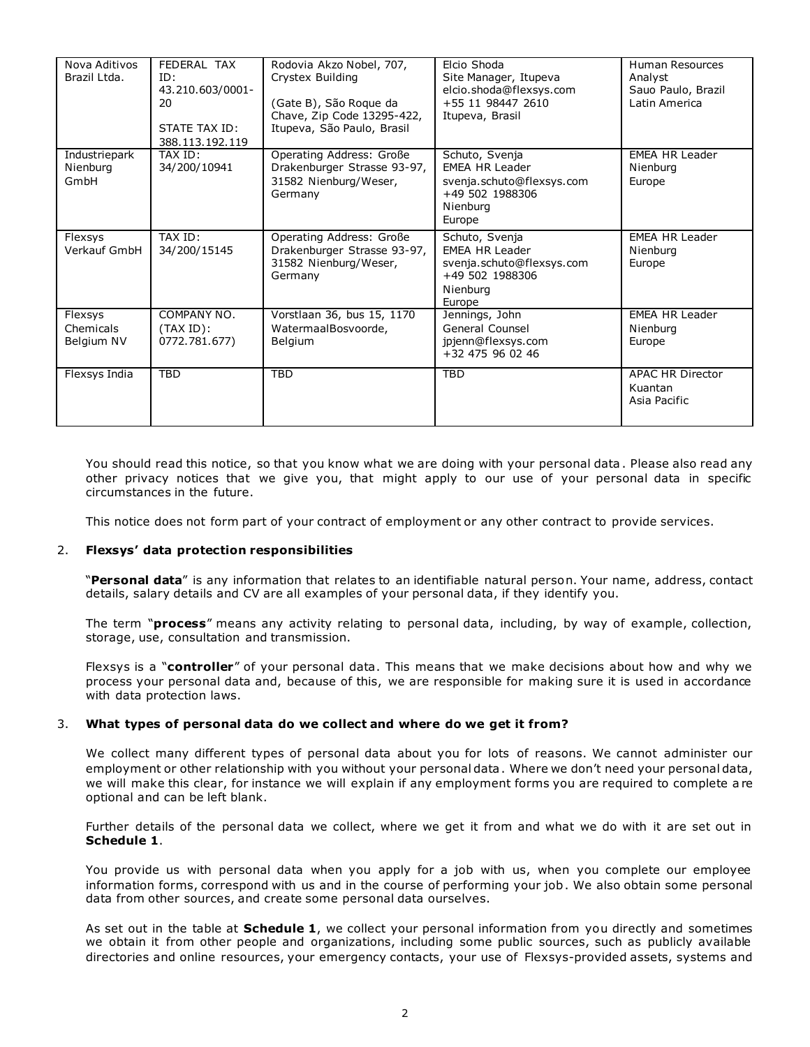| Nova Aditivos Brazil Ltda. | FEDERAL TAX ID: 43.210.603/0001-20<br><br>STATE TAX ID: 388.113.192.119 | Rodovia Akzo Nobel, 707, Crystex Building<br><br>(Gate B), São Roque da Chave, Zip Code 13295-422, Itupeva, São Paulo, Brasil | Elcio Shoda<br>Site Manager, Itupeva<br>elcio.shoda@flexsys.com<br>+55 11 98447 2610<br>Itupeva, Brasil | Human Resources Analyst<br>Sauo Paulo, Brazil<br>Latin America |
|---|---|---|---|---|
| Industriepark Nienburg GmbH | TAX ID: 34/200/10941 | Operating Address: Große Drakenburger Strasse 93-97, 31582 Nienburg/Weser, Germany | Schuto, Svenja<br>EMEA HR Leader<br>svenja.schuto@flexsys.com<br>+49 502 1988306<br>Nienburg<br>Europe | EMEA HR Leader<br>Nienburg<br>Europe |
| Flexsys Verkauf GmbH | TAX ID: 34/200/15145 | Operating Address: Große Drakenburger Strasse 93-97, 31582 Nienburg/Weser, Germany | Schuto, Svenja<br>EMEA HR Leader<br>svenja.schuto@flexsys.com<br>+49 502 1988306<br>Nienburg<br>Europe | EMEA HR Leader<br>Nienburg<br>Europe |
| Flexsys Chemicals Belgium NV | COMPANY NO. (TAX ID): 0772.781.677) | Vorstlaan 36, bus 15, 1170 WatermaalBosvoorde, Belgium | Jennings, John<br>General Counsel<br>jpjenn@flexsys.com<br>+32 475 96 02 46 | EMEA HR Leader<br>Nienburg<br>Europe |
| Flexsys India | TBD | TBD | TBD | APAC HR Director<br>Kuantan<br>Asia Pacific |

You should read this notice, so that you know what we are doing with your personal data. Please also read any other privacy notices that we give you, that might apply to our use of your personal data in specific circumstances in the future.

This notice does not form part of your contract of employment or any other contract to provide services.

2. **Flexsys' data protection responsibilities**

"**Personal data**" is any information that relates to an identifiable natural person. Your name, address, contact details, salary details and CV are all examples of your personal data, if they identify you.

The term "**process**" means any activity relating to personal data, including, by way of example, collection, storage, use, consultation and transmission.

Flexsys is a "**controller**" of your personal data. This means that we make decisions about how and why we process your personal data and, because of this, we are responsible for making sure it is used in accordance with data protection laws.

3. **What types of personal data do we collect and where do we get it from?**

We collect many different types of personal data about you for lots of reasons. We cannot administer our employment or other relationship with you without your personal data. Where we don't need your personal data, we will make this clear, for instance we will explain if any employment forms you are required to complete are optional and can be left blank.

Further details of the personal data we collect, where we get it from and what we do with it are set out in **Schedule 1**.

You provide us with personal data when you apply for a job with us, when you complete our employee information forms, correspond with us and in the course of performing your job. We also obtain some personal data from other sources, and create some personal data ourselves.

As set out in the table at **Schedule 1**, we collect your personal information from you directly and sometimes we obtain it from other people and organizations, including some public sources, such as publicly available directories and online resources, your emergency contacts, your use of Flexsys-provided assets, systems and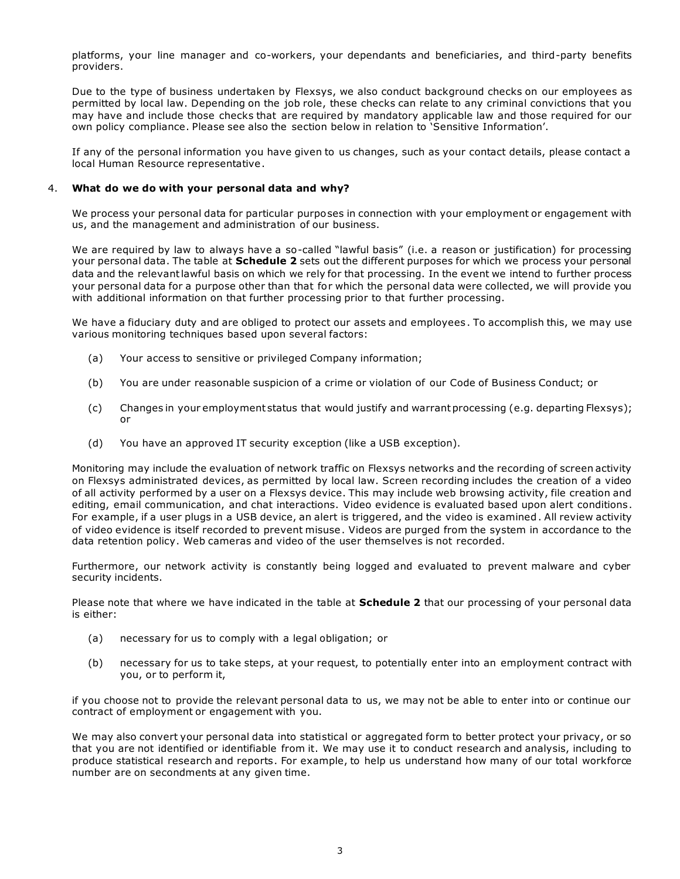platforms, your line manager and co-workers, your dependants and beneficiaries, and third-party benefits providers.

Due to the type of business undertaken by Flexsys, we also conduct background checks on our employees as permitted by local law. Depending on the job role, these checks can relate to any criminal convictions that you may have and include those checks that are required by mandatory applicable law and those required for our own policy compliance. Please see also the section below in relation to 'Sensitive Information'.

If any of the personal information you have given to us changes, such as your contact details, please contact a local Human Resource representative.

4. **What do we do with your personal data and why?**

We process your personal data for particular purposes in connection with your employment or engagement with us, and the management and administration of our business.

We are required by law to always have a so-called "lawful basis" (i.e. a reason or justification) for processing your personal data. The table at **Schedule 2** sets out the different purposes for which we process your personal data and the relevant lawful basis on which we rely for that processing. In the event we intend to further process your personal data for a purpose other than that for which the personal data were collected, we will provide you with additional information on that further processing prior to that further processing.

We have a fiduciary duty and are obliged to protect our assets and employees. To accomplish this, we may use various monitoring techniques based upon several factors:

(a) Your access to sensitive or privileged Company information;

(b) You are under reasonable suspicion of a crime or violation of our Code of Business Conduct; or

(c) Changes in your employment status that would justify and warrant processing (e.g. departing Flexsys); or

(d) You have an approved IT security exception (like a USB exception).

Monitoring may include the evaluation of network traffic on Flexsys networks and the recording of screen activity on Flexsys administrated devices, as permitted by local law. Screen recording includes the creation of a video of all activity performed by a user on a Flexsys device. This may include web browsing activity, file creation and editing, email communication, and chat interactions. Video evidence is evaluated based upon alert conditions. For example, if a user plugs in a USB device, an alert is triggered, and the video is examined. All review activity of video evidence is itself recorded to prevent misuse. Videos are purged from the system in accordance to the data retention policy. Web cameras and video of the user themselves is not recorded.

Furthermore, our network activity is constantly being logged and evaluated to prevent malware and cyber security incidents.

Please note that where we have indicated in the table at **Schedule 2** that our processing of your personal data is either:

(a) necessary for us to comply with a legal obligation; or

(b) necessary for us to take steps, at your request, to potentially enter into an employment contract with you, or to perform it,

if you choose not to provide the relevant personal data to us, we may not be able to enter into or continue our contract of employment or engagement with you.

We may also convert your personal data into statistical or aggregated form to better protect your privacy, or so that you are not identified or identifiable from it. We may use it to conduct research and analysis, including to produce statistical research and reports. For example, to help us understand how many of our total workforce number are on secondments at any given time.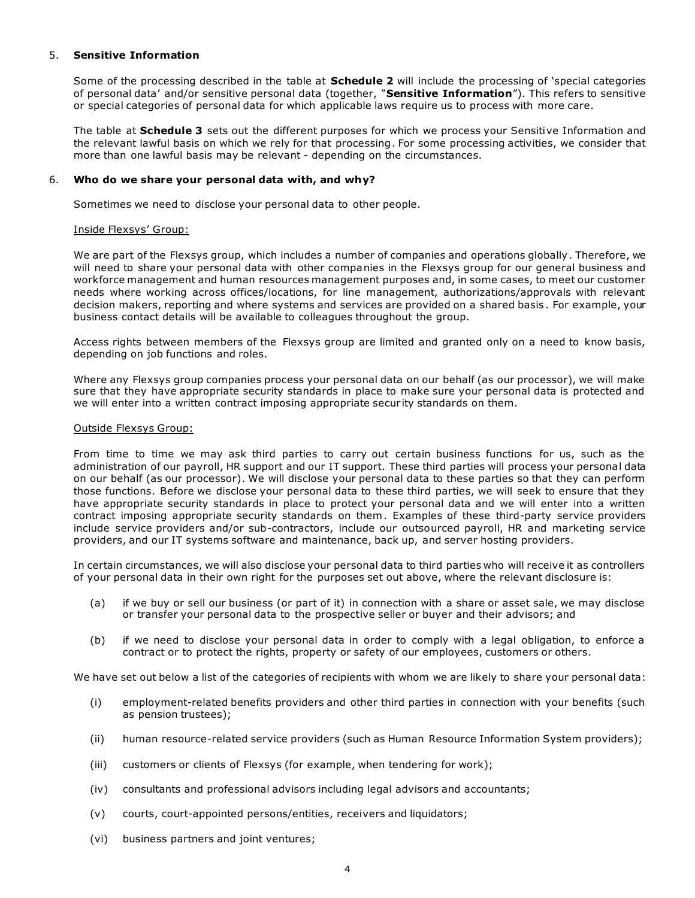## 5. **Sensitive Information**

Some of the processing described in the table at **Schedule 2** will include the processing of 'special categories of personal data' and/or sensitive personal data (together, "**Sensitive Information**"). This refers to sensitive or special categories of personal data for which applicable laws require us to process with more care.

The table at **Schedule 3** sets out the different purposes for which we process your Sensitive Information and the relevant lawful basis on which we rely for that processing. For some processing activities, we consider that more than one lawful basis may be relevant - depending on the circumstances.

## 6. **Who do we share your personal data with, and why?**

Sometimes we need to disclose your personal data to other people.

<u>Inside Flexsys' Group:</u>

We are part of the Flexsys group, which includes a number of companies and operations globally. Therefore, we will need to share your personal data with other companies in the Flexsys group for our general business and workforce management and human resources management purposes and, in some cases, to meet our customer needs where working across offices/locations, for line management, authorizations/approvals with relevant decision makers, reporting and where systems and services are provided on a shared basis. For example, your business contact details will be available to colleagues throughout the group.

Access rights between members of the Flexsys group are limited and granted only on a need to know basis, depending on job functions and roles.

Where any Flexsys group companies process your personal data on our behalf (as our processor), we will make sure that they have appropriate security standards in place to make sure your personal data is protected and we will enter into a written contract imposing appropriate security standards on them.

<u>Outside Flexsys Group:</u>

From time to time we may ask third parties to carry out certain business functions for us, such as the administration of our payroll, HR support and our IT support. These third parties will process your personal data on our behalf (as our processor). We will disclose your personal data to these parties so that they can perform those functions. Before we disclose your personal data to these third parties, we will seek to ensure that they have appropriate security standards in place to protect your personal data and we will enter into a written contract imposing appropriate security standards on them. Examples of these third-party service providers include service providers and/or sub-contractors, include our outsourced payroll, HR and marketing service providers, and our IT systems software and maintenance, back up, and server hosting providers.

In certain circumstances, we will also disclose your personal data to third parties who will receive it as controllers of your personal data in their own right for the purposes set out above, where the relevant disclosure is:

(a) if we buy or sell our business (or part of it) in connection with a share or asset sale, we may disclose or transfer your personal data to the prospective seller or buyer and their advisors; and

(b) if we need to disclose your personal data in order to comply with a legal obligation, to enforce a contract or to protect the rights, property or safety of our employees, customers or others.

We have set out below a list of the categories of recipients with whom we are likely to share your personal data:

(i) employment-related benefits providers and other third parties in connection with your benefits (such as pension trustees);

(ii) human resource-related service providers (such as Human Resource Information System providers);

(iii) customers or clients of Flexsys (for example, when tendering for work);

(iv) consultants and professional advisors including legal advisors and accountants;

(v) courts, court-appointed persons/entities, receivers and liquidators;

(vi) business partners and joint ventures;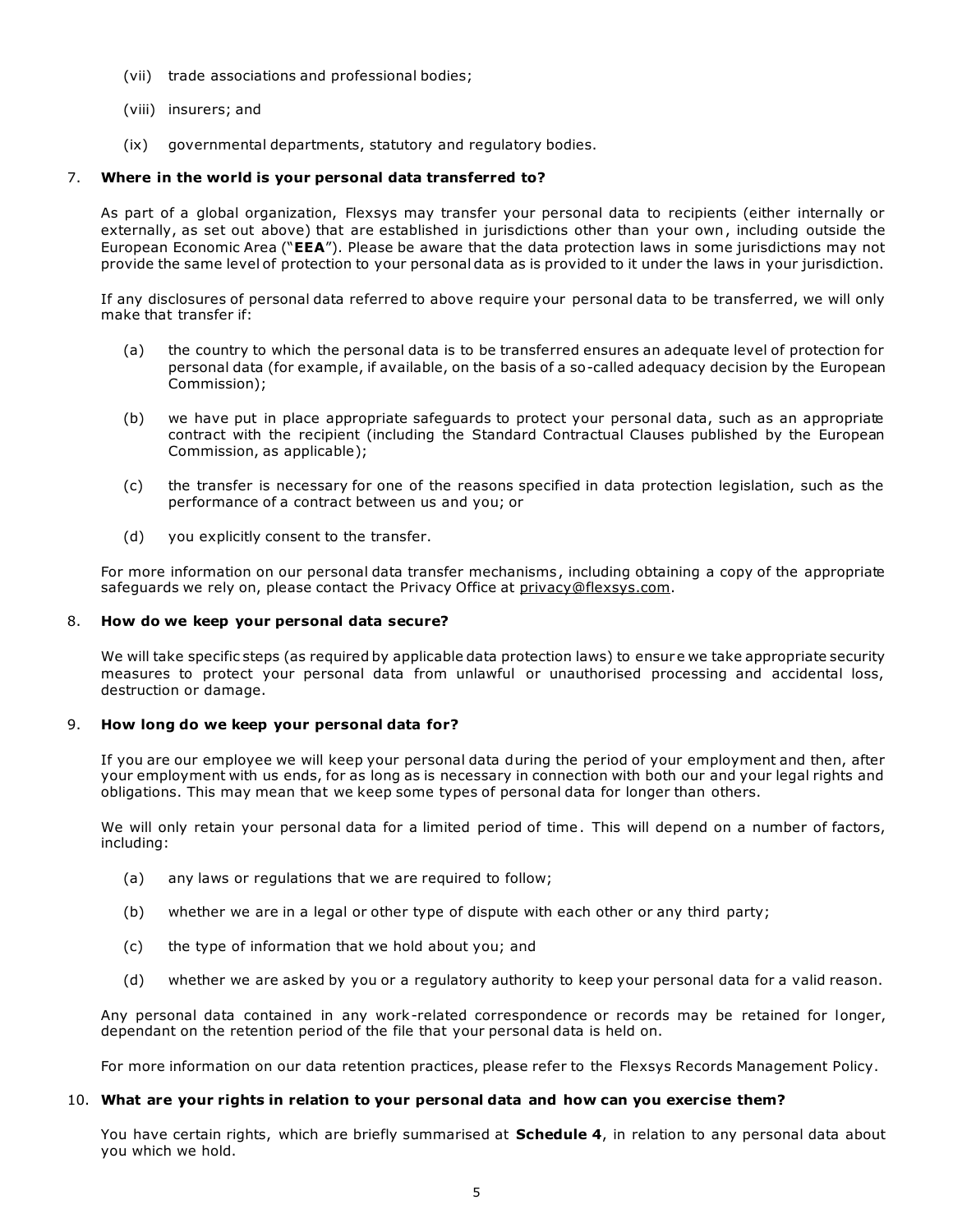(vii) trade associations and professional bodies;

(viii) insurers; and

(ix) governmental departments, statutory and regulatory bodies.

## 7. Where in the world is your personal data transferred to?

As part of a global organization, Flexsys may transfer your personal data to recipients (either internally or externally, as set out above) that are established in jurisdictions other than your own, including outside the European Economic Area ("**EEA**"). Please be aware that the data protection laws in some jurisdictions may not provide the same level of protection to your personal data as is provided to it under the laws in your jurisdiction.

If any disclosures of personal data referred to above require your personal data to be transferred, we will only make that transfer if:

(a) the country to which the personal data is to be transferred ensures an adequate level of protection for personal data (for example, if available, on the basis of a so-called adequacy decision by the European Commission);

(b) we have put in place appropriate safeguards to protect your personal data, such as an appropriate contract with the recipient (including the Standard Contractual Clauses published by the European Commission, as applicable);

(c) the transfer is necessary for one of the reasons specified in data protection legislation, such as the performance of a contract between us and you; or

(d) you explicitly consent to the transfer.

For more information on our personal data transfer mechanisms, including obtaining a copy of the appropriate safeguards we rely on, please contact the Privacy Office at privacy@flexsys.com.

## 8. How do we keep your personal data secure?

We will take specific steps (as required by applicable data protection laws) to ensure we take appropriate security measures to protect your personal data from unlawful or unauthorised processing and accidental loss, destruction or damage.

## 9. How long do we keep your personal data for?

If you are our employee we will keep your personal data during the period of your employment and then, after your employment with us ends, for as long as is necessary in connection with both our and your legal rights and obligations. This may mean that we keep some types of personal data for longer than others.

We will only retain your personal data for a limited period of time. This will depend on a number of factors, including:

(a) any laws or regulations that we are required to follow;

(b) whether we are in a legal or other type of dispute with each other or any third party;

(c) the type of information that we hold about you; and

(d) whether we are asked by you or a regulatory authority to keep your personal data for a valid reason.

Any personal data contained in any work-related correspondence or records may be retained for longer, dependant on the retention period of the file that your personal data is held on.

For more information on our data retention practices, please refer to the Flexsys Records Management Policy.

## 10. What are your rights in relation to your personal data and how can you exercise them?

You have certain rights, which are briefly summarised at **Schedule 4**, in relation to any personal data about you which we hold.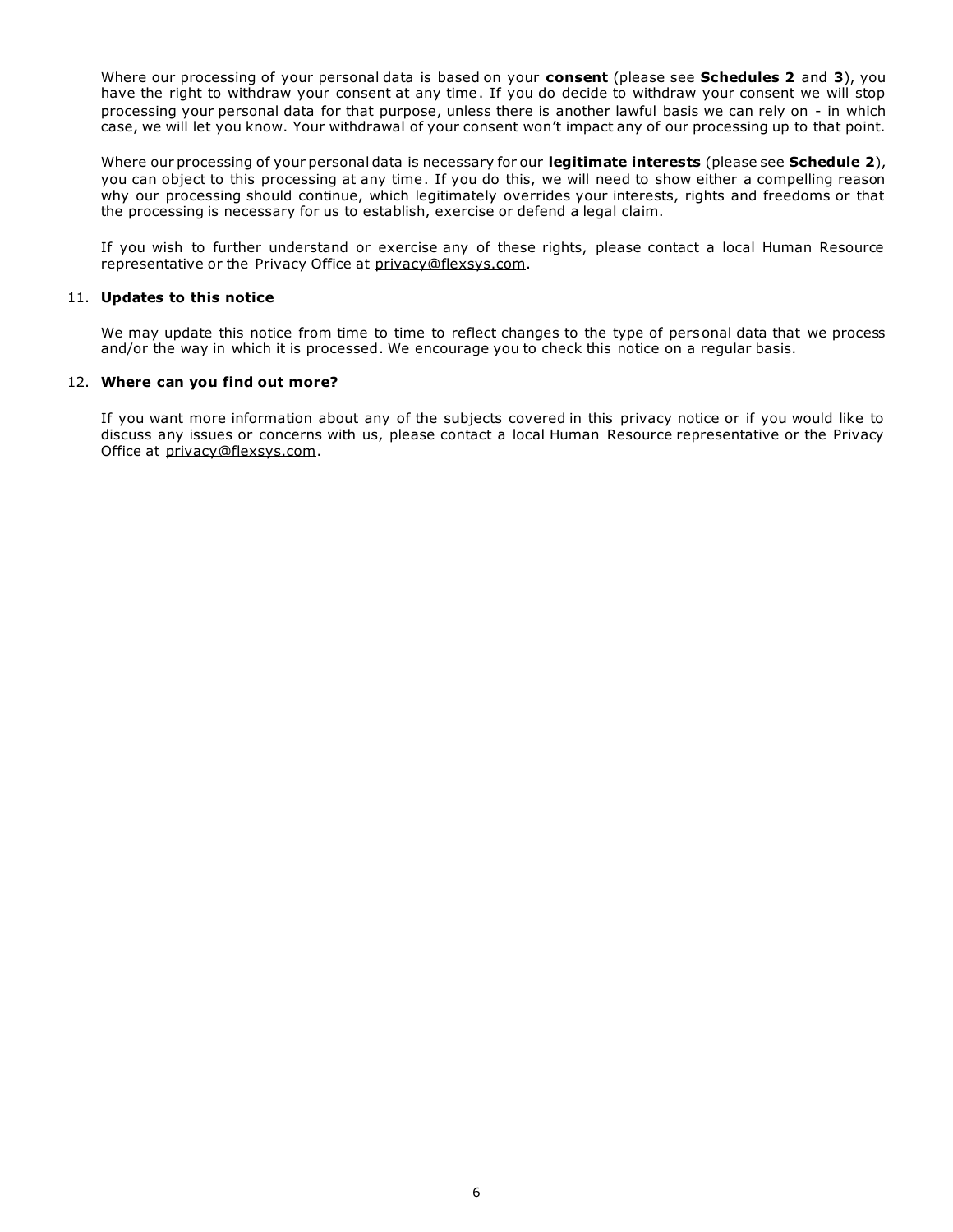Where our processing of your personal data is based on your **consent** (please see **Schedules 2** and **3**), you have the right to withdraw your consent at any time. If you do decide to withdraw your consent we will stop processing your personal data for that purpose, unless there is another lawful basis we can rely on - in which case, we will let you know. Your withdrawal of your consent won't impact any of our processing up to that point.

Where our processing of your personal data is necessary for our **legitimate interests** (please see **Schedule 2**), you can object to this processing at any time. If you do this, we will need to show either a compelling reason why our processing should continue, which legitimately overrides your interests, rights and freedoms or that the processing is necessary for us to establish, exercise or defend a legal claim.

If you wish to further understand or exercise any of these rights, please contact a local Human Resource representative or the Privacy Office at privacy@flexsys.com.

11. **Updates to this notice**

We may update this notice from time to time to reflect changes to the type of personal data that we process and/or the way in which it is processed. We encourage you to check this notice on a regular basis.

12. **Where can you find out more?**

If you want more information about any of the subjects covered in this privacy notice or if you would like to discuss any issues or concerns with us, please contact a local Human Resource representative or the Privacy Office at privacy@flexsys.com.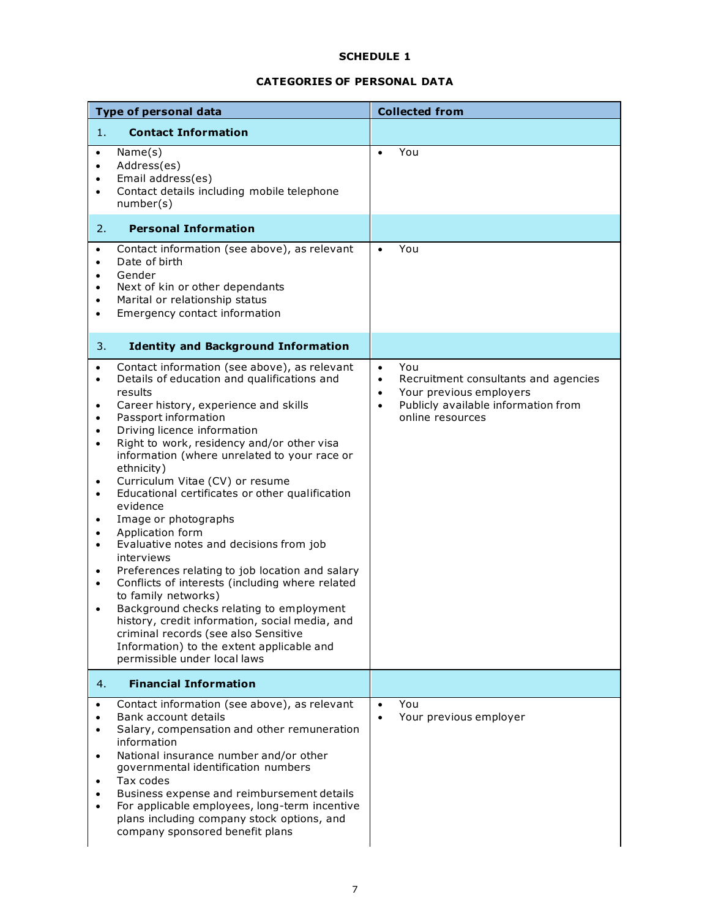# SCHEDULE 1

## CATEGORIES OF PERSONAL DATA

| Type of personal data | Collected from |
|---|---|
| 1. **Contact Information** | |
| • Name(s)<br>• Address(es)<br>• Email address(es)<br>• Contact details including mobile telephone number(s) | • You |
| 2. **Personal Information** | |
| • Contact information (see above), as relevant<br>• Date of birth<br>• Gender<br>• Next of kin or other dependants<br>• Marital or relationship status<br>• Emergency contact information | • You |
| 3. **Identity and Background Information** | |
| • Contact information (see above), as relevant<br>• Details of education and qualifications and results<br>• Career history, experience and skills<br>• Passport information<br>• Driving licence information<br>• Right to work, residency and/or other visa information (where unrelated to your race or ethnicity)<br>• Curriculum Vitae (CV) or resume<br>• Educational certificates or other qualification evidence<br>• Image or photographs<br>• Application form<br>• Evaluative notes and decisions from job interviews<br>• Preferences relating to job location and salary<br>• Conflicts of interests (including where related to family networks)<br>• Background checks relating to employment history, credit information, social media, and criminal records (see also Sensitive Information) to the extent applicable and permissible under local laws | • You<br>• Recruitment consultants and agencies<br>• Your previous employers<br>• Publicly available information from online resources |
| 4. **Financial Information** | |
| • Contact information (see above), as relevant<br>• Bank account details<br>• Salary, compensation and other remuneration information<br>• National insurance number and/or other governmental identification numbers<br>• Tax codes<br>• Business expense and reimbursement details<br>• For applicable employees, long-term incentive plans including company stock options, and company sponsored benefit plans | • You<br>• Your previous employer |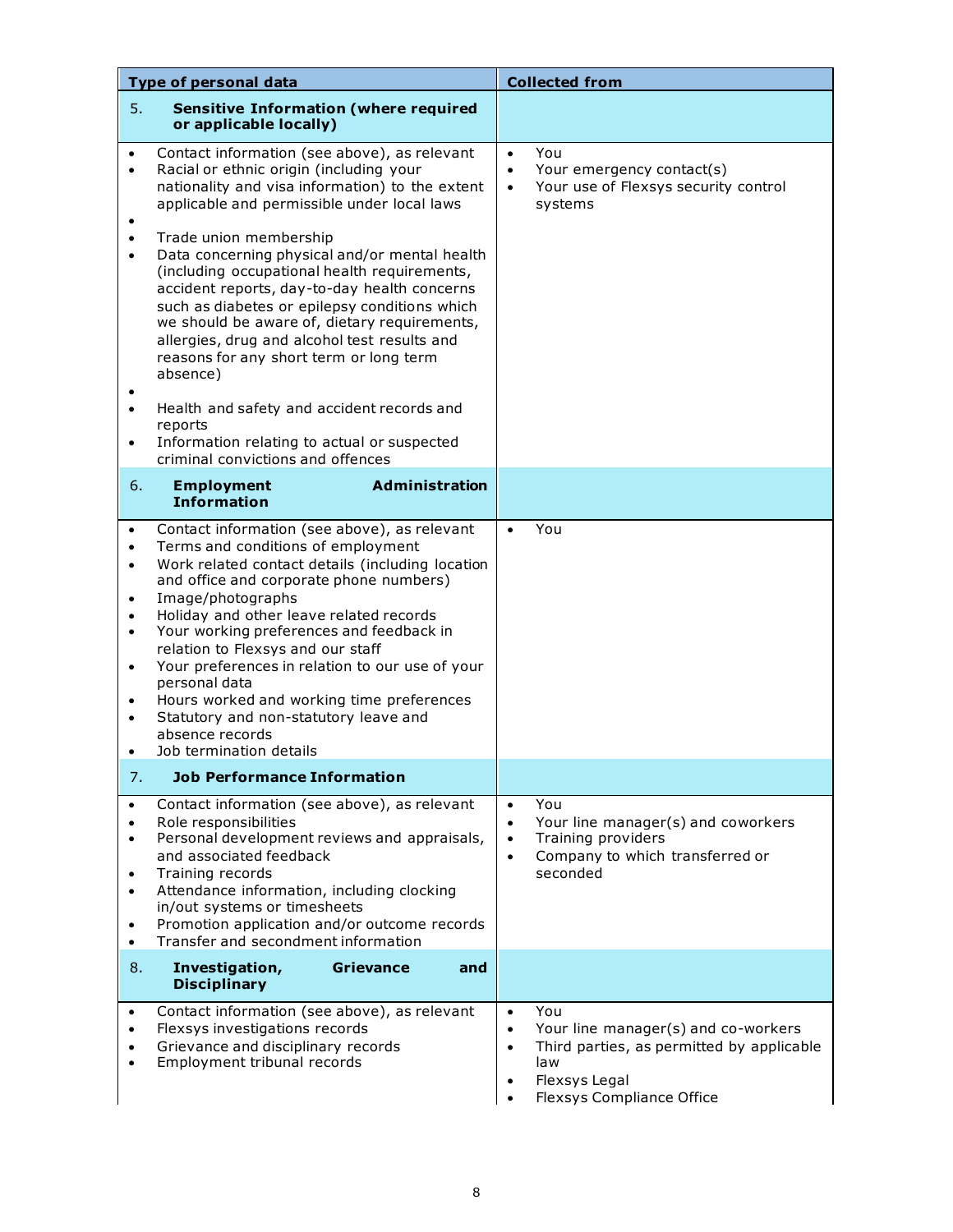| Type of personal data | Collected from |
|---|---|
| 5. **Sensitive Information (where required or applicable locally)** | |
| • Contact information (see above), as relevant<br>• Racial or ethnic origin (including your nationality and visa information) to the extent applicable and permissible under local laws<br>•<br>• Trade union membership<br>• Data concerning physical and/or mental health (including occupational health requirements, accident reports, day-to-day health concerns such as diabetes or epilepsy conditions which we should be aware of, dietary requirements, allergies, drug and alcohol test results and reasons for any short term or long term absence)<br>•<br>• Health and safety and accident records and reports<br>• Information relating to actual or suspected criminal convictions and offences | • You<br>• Your emergency contact(s)<br>• Your use of Flexsys security control systems |
| 6. **Employment Administration Information** | |
| • Contact information (see above), as relevant<br>• Terms and conditions of employment<br>• Work related contact details (including location and office and corporate phone numbers)<br>• Image/photographs<br>• Holiday and other leave related records<br>• Your working preferences and feedback in relation to Flexsys and our staff<br>• Your preferences in relation to our use of your personal data<br>• Hours worked and working time preferences<br>• Statutory and non-statutory leave and absence records<br>• Job termination details | • You |
| 7. **Job Performance Information** | |
| • Contact information (see above), as relevant<br>• Role responsibilities<br>• Personal development reviews and appraisals, and associated feedback<br>• Training records<br>• Attendance information, including clocking in/out systems or timesheets<br>• Promotion application and/or outcome records<br>• Transfer and secondment information | • You<br>• Your line manager(s) and coworkers<br>• Training providers<br>• Company to which transferred or seconded |
| 8. **Investigation, Grievance and Disciplinary** | |
| • Contact information (see above), as relevant<br>• Flexsys investigations records<br>• Grievance and disciplinary records<br>• Employment tribunal records | • You<br>• Your line manager(s) and co-workers<br>• Third parties, as permitted by applicable law<br>• Flexsys Legal<br>• Flexsys Compliance Office |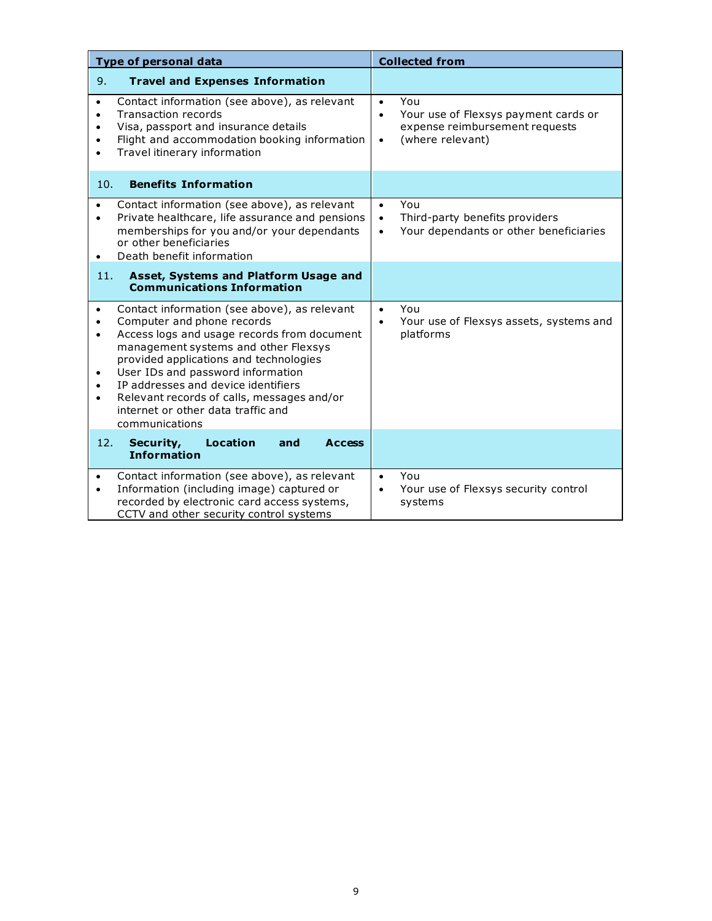| Type of personal data | Collected from |
|---|---|
| **9. Travel and Expenses Information** | |
| • Contact information (see above), as relevant<br>• Transaction records<br>• Visa, passport and insurance details<br>• Flight and accommodation booking information<br>• Travel itinerary information | • You<br>• Your use of Flexsys payment cards or expense reimbursement requests<br>• (where relevant) |
| **10. Benefits Information** | |
| • Contact information (see above), as relevant<br>• Private healthcare, life assurance and pensions memberships for you and/or your dependants or other beneficiaries<br>• Death benefit information | • You<br>• Third-party benefits providers<br>• Your dependants or other beneficiaries |
| **11. Asset, Systems and Platform Usage and Communications Information** | |
| • Contact information (see above), as relevant<br>• Computer and phone records<br>• Access logs and usage records from document management systems and other Flexsys provided applications and technologies<br>• User IDs and password information<br>• IP addresses and device identifiers<br>• Relevant records of calls, messages and/or internet or other data traffic and communications | • You<br>• Your use of Flexsys assets, systems and platforms |
| **12. Security, Location and Access Information** | |
| • Contact information (see above), as relevant<br>• Information (including image) captured or recorded by electronic card access systems, CCTV and other security control systems | • You<br>• Your use of Flexsys security control systems |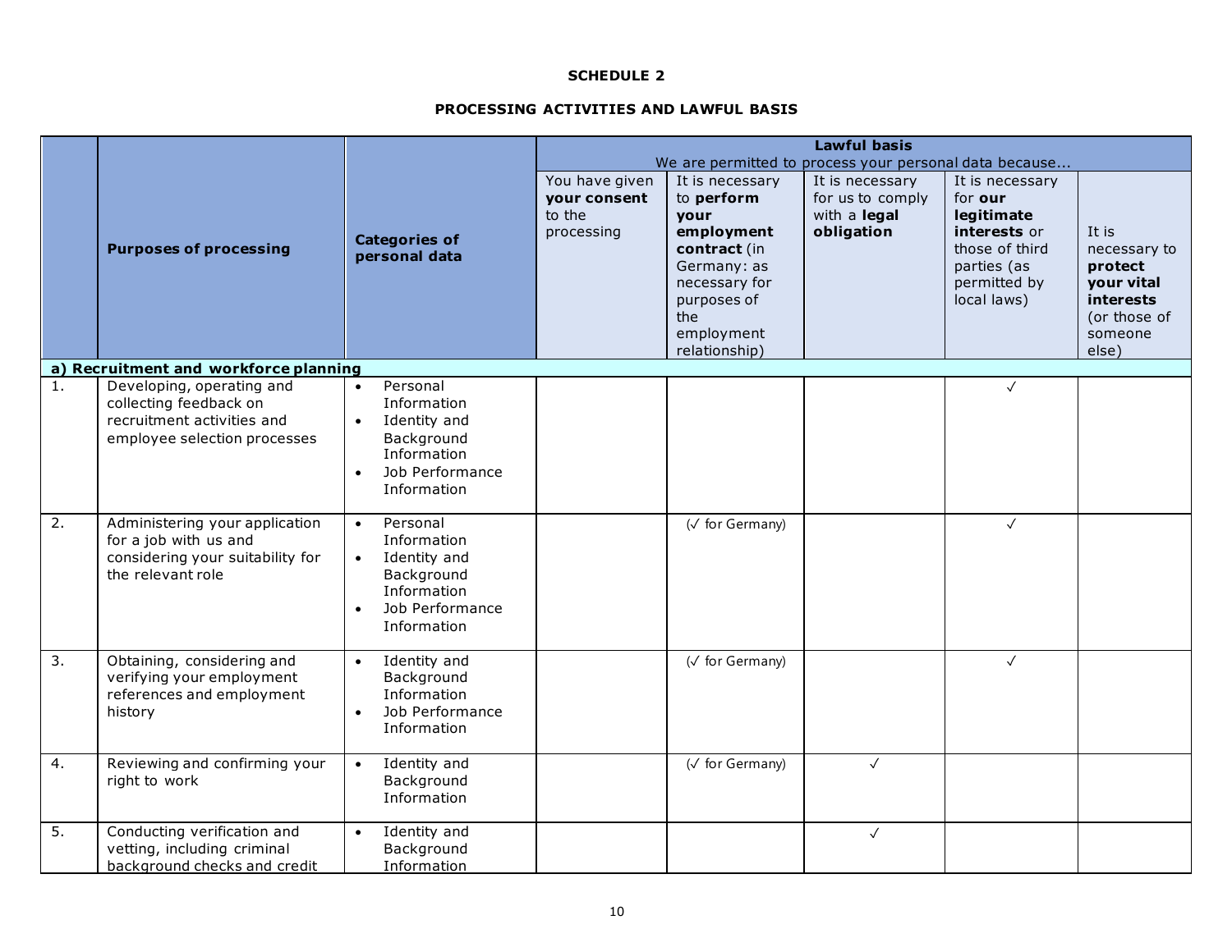**SCHEDULE 2**

**PROCESSING ACTIVITIES AND LAWFUL BASIS**

| | Purposes of processing | Categories of personal data | Lawful basis<br>We are permitted to process your personal data because... | | | | |
|---|---|---|---|---|---|---|---|
| | | | You have given **your consent** to the processing | It is necessary to **perform your employment contract** (in Germany: as necessary for purposes of the employment relationship) | It is necessary for us to comply with a **legal obligation** | It is necessary for **our legitimate interests** or those of third parties (as permitted by local laws) | It is necessary to **protect your vital interests** (or those of someone else) |
| **a) Recruitment and workforce planning** | | | | | | | |
| 1. | Developing, operating and collecting feedback on recruitment activities and employee selection processes | • Personal Information<br>• Identity and Background Information<br>• Job Performance Information | | | | ✓ | |
| 2. | Administering your application for a job with us and considering your suitability for the relevant role | • Personal Information<br>• Identity and Background Information<br>• Job Performance Information | | (✓ for Germany) | | ✓ | |
| 3. | Obtaining, considering and verifying your employment references and employment history | • Identity and Background Information<br>• Job Performance Information | | (✓ for Germany) | | ✓ | |
| 4. | Reviewing and confirming your right to work | • Identity and Background Information | | (✓ for Germany) | ✓ | | |
| 5. | Conducting verification and vetting, including criminal background checks and credit | • Identity and Background Information | | | ✓ | | |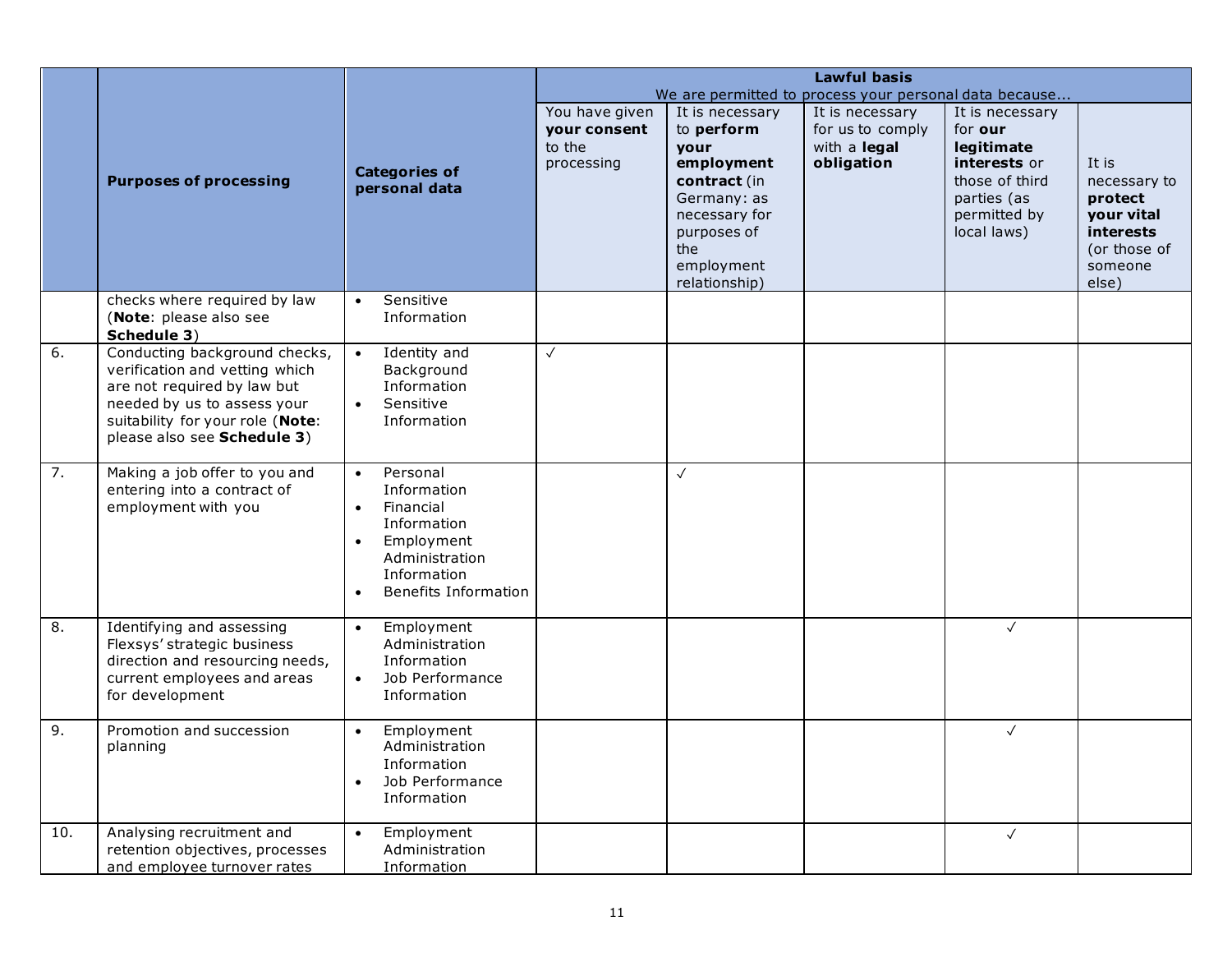| | Purposes of processing | Categories of personal data | **Lawful basis** We are permitted to process your personal data because... | | | | |
|---|---|---|---|---|---|---|---|
| | | | You have given **your consent** to the processing | It is necessary to **perform your employment contract** (in Germany: as necessary for purposes of the employment relationship) | It is necessary for us to comply with a **legal obligation** | It is necessary for **our legitimate interests** or those of third parties (as permitted by local laws) | It is necessary to **protect your vital interests** (or those of someone else) |
| | checks where required by law (**Note**: please also see **Schedule 3**) | • Sensitive Information | | | | | |
| 6. | Conducting background checks, verification and vetting which are not required by law but needed by us to assess your suitability for your role (**Note**: please also see **Schedule 3**) | • Identity and Background Information<br>• Sensitive Information | ✓ | | | | |
| 7. | Making a job offer to you and entering into a contract of employment with you | • Personal Information<br>• Financial Information<br>• Employment Administration Information<br>• Benefits Information | | ✓ | | | |
| 8. | Identifying and assessing Flexsys' strategic business direction and resourcing needs, current employees and areas for development | • Employment Administration Information<br>• Job Performance Information | | | | ✓ | |
| 9. | Promotion and succession planning | • Employment Administration Information<br>• Job Performance Information | | | | ✓ | |
| 10. | Analysing recruitment and retention objectives, processes and employee turnover rates | • Employment Administration Information | | | | ✓ | |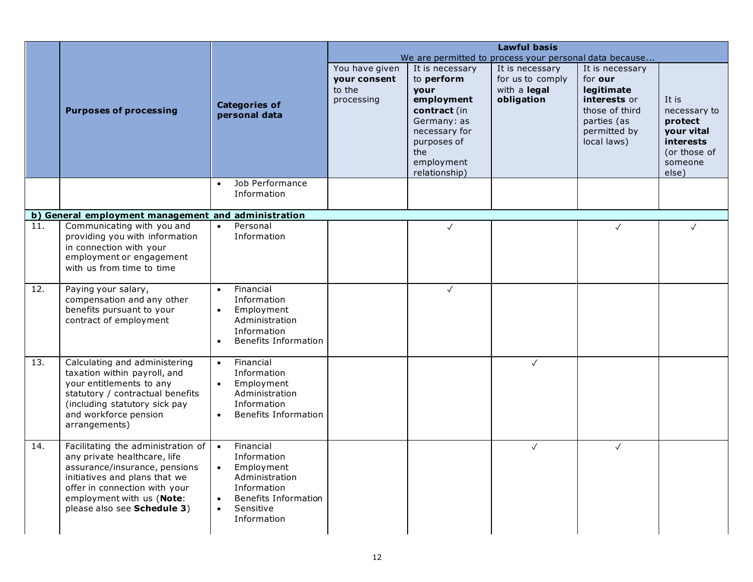| | Purposes of processing | Categories of personal data | **Lawful basis** We are permitted to process your personal data because... | | | | |
|---|---|---|---|---|---|---|---|
| | | | You have given **your consent** to the processing | It is necessary to **perform your employment contract** (in Germany: as necessary for purposes of the employment relationship) | It is necessary for us to comply with a **legal obligation** | It is necessary for **our legitimate interests** or those of third parties (as permitted by local laws) | It is necessary to **protect your vital interests** (or those of someone else) |
| | | • Job Performance Information | | | | | |
| **b) General employment management and administration** | | | | | | | |
| 11. | Communicating with you and providing you with information in connection with your employment or engagement with us from time to time | • Personal Information | | ✓ | | ✓ | ✓ |
| 12. | Paying your salary, compensation and any other benefits pursuant to your contract of employment | • Financial Information<br>• Employment Administration Information<br>• Benefits Information | | ✓ | | | |
| 13. | Calculating and administering taxation within payroll, and your entitlements to any statutory / contractual benefits (including statutory sick pay and workforce pension arrangements) | • Financial Information<br>• Employment Administration Information<br>• Benefits Information | | | ✓ | | |
| 14. | Facilitating the administration of any private healthcare, life assurance/insurance, pensions initiatives and plans that we offer in connection with your employment with us (**Note**: please also see **Schedule 3**) | • Financial Information<br>• Employment Administration Information<br>• Benefits Information<br>• Sensitive Information | | | ✓ | ✓ | |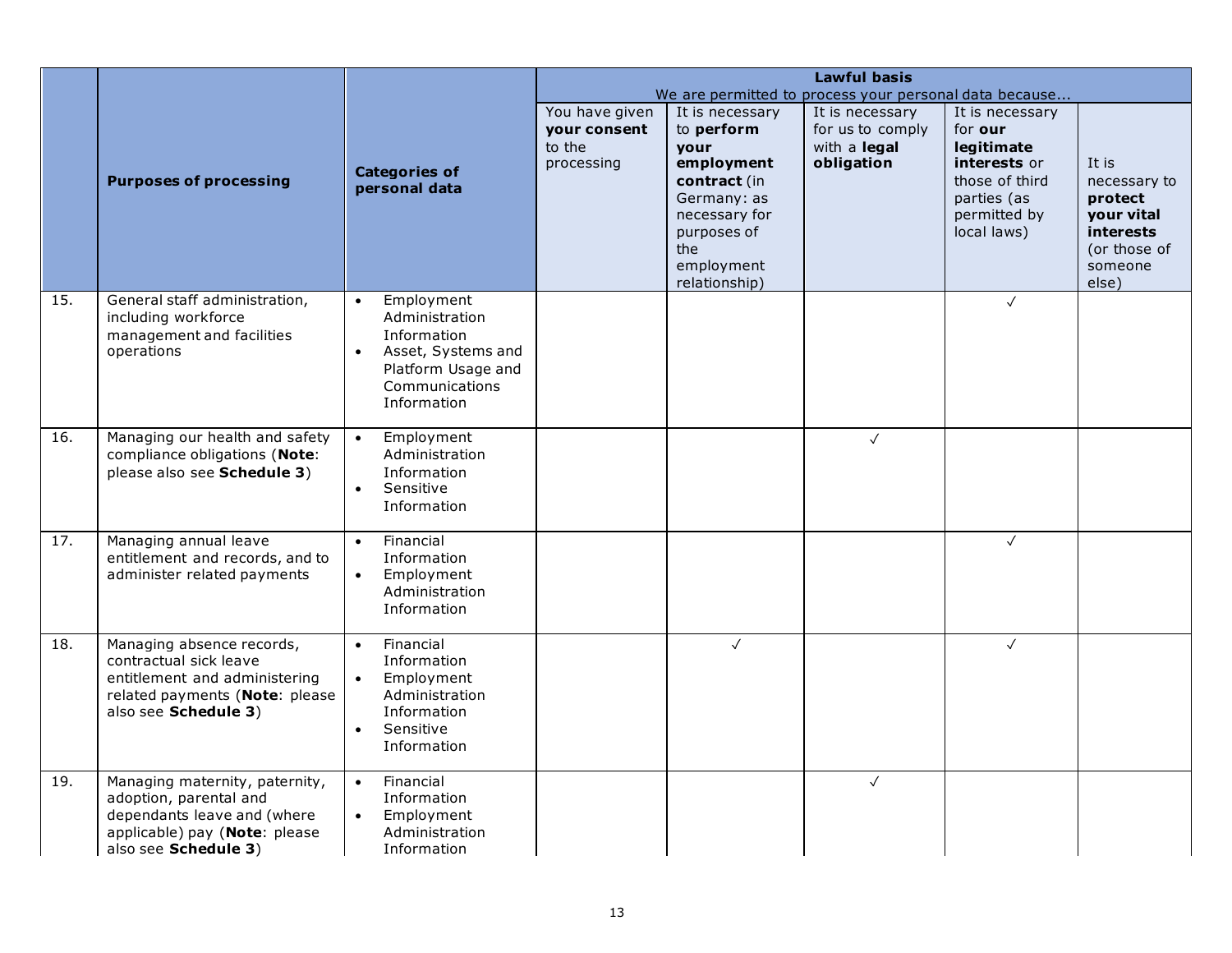| | Purposes of processing | Categories of personal data | **Lawful basis** We are permitted to process your personal data because... | | | | |
|---|---|---|---|---|---|---|---|
| | | | You have given **your consent** to the processing | It is necessary to **perform your employment contract** (in Germany: as necessary for purposes of the employment relationship) | It is necessary for us to comply with a **legal obligation** | It is necessary for **our legitimate interests** or those of third parties (as permitted by local laws) | It is necessary to **protect your vital interests** (or those of someone else) |
| 15. | General staff administration, including workforce management and facilities operations | • Employment Administration Information<br>• Asset, Systems and Platform Usage and Communications Information | | | | ✓ | |
| 16. | Managing our health and safety compliance obligations (**Note**: please also see **Schedule 3**) | • Employment Administration Information<br>• Sensitive Information | | | ✓ | | |
| 17. | Managing annual leave entitlement and records, and to administer related payments | • Financial Information<br>• Employment Administration Information | | | | ✓ | |
| 18. | Managing absence records, contractual sick leave entitlement and administering related payments (**Note**: please also see **Schedule 3**) | • Financial Information<br>• Employment Administration Information<br>• Sensitive Information | | ✓ | | ✓ | |
| 19. | Managing maternity, paternity, adoption, parental and dependants leave and (where applicable) pay (**Note**: please also see **Schedule 3**) | • Financial Information<br>• Employment Administration Information | | | ✓ | | |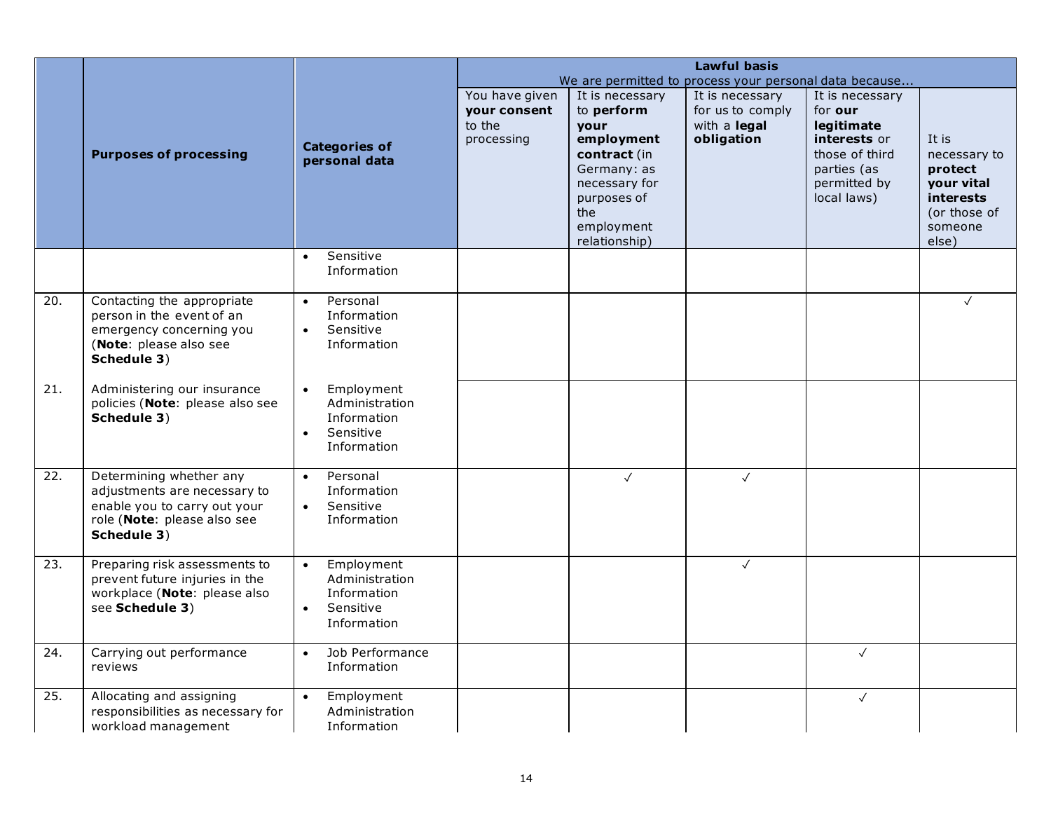| | Purposes of processing | Categories of personal data | **Lawful basis** We are permitted to process your personal data because... | | | | |
|---|---|---|---|---|---|---|---|
| | | | You have given **your consent** to the processing | It is necessary to **perform your employment contract** (in Germany: as necessary for purposes of the employment relationship) | It is necessary for us to comply with a **legal obligation** | It is necessary for **our legitimate interests** or those of third parties (as permitted by local laws) | It is necessary to **protect your vital interests** (or those of someone else) |
| | | • Sensitive Information | | | | | |
| 20. | Contacting the appropriate person in the event of an emergency concerning you (**Note**: please also see **Schedule 3**) | • Personal Information • Sensitive Information | | | | | ✓ |
| 21. | Administering our insurance policies (**Note**: please also see **Schedule 3**) | • Employment Administration Information • Sensitive Information | | | | | |
| 22. | Determining whether any adjustments are necessary to enable you to carry out your role (**Note**: please also see **Schedule 3**) | • Personal Information • Sensitive Information | | ✓ | ✓ | | |
| 23. | Preparing risk assessments to prevent future injuries in the workplace (**Note**: please also see **Schedule 3**) | • Employment Administration Information • Sensitive Information | | | ✓ | | |
| 24. | Carrying out performance reviews | • Job Performance Information | | | | ✓ | |
| 25. | Allocating and assigning responsibilities as necessary for workload management | • Employment Administration Information | | | | ✓ | |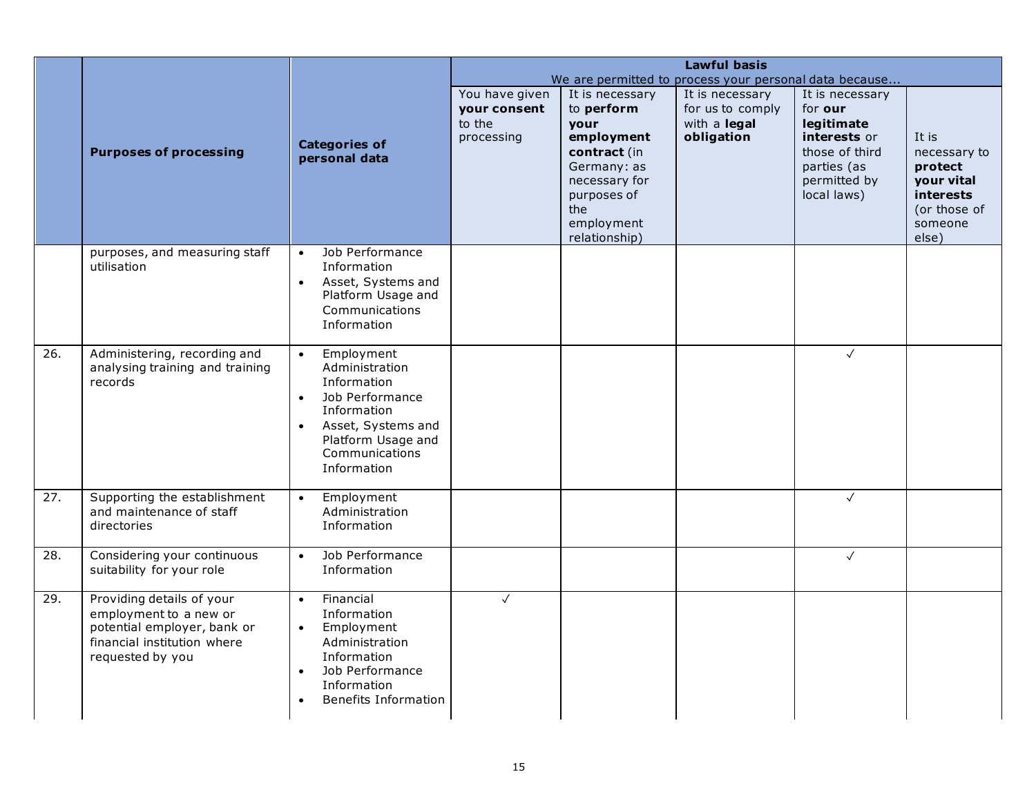| | Purposes of processing | Categories of personal data | **Lawful basis** We are permitted to process your personal data because... | | | | |
|---|---|---|---|---|---|---|---|
| | | | You have given **your consent** to the processing | It is necessary to **perform your employment contract** (in Germany: as necessary for purposes of the employment relationship) | It is necessary for us to comply with a **legal obligation** | It is necessary for **our legitimate interests** or those of third parties (as permitted by local laws) | It is necessary to **protect your vital interests** (or those of someone else) |
| | purposes, and measuring staff utilisation | • Job Performance Information<br>• Asset, Systems and Platform Usage and Communications Information | | | | | |
| 26. | Administering, recording and analysing training and training records | • Employment Administration Information<br>• Job Performance Information<br>• Asset, Systems and Platform Usage and Communications Information | | | | ✓ | |
| 27. | Supporting the establishment and maintenance of staff directories | • Employment Administration Information | | | | ✓ | |
| 28. | Considering your continuous suitability for your role | • Job Performance Information | | | | ✓ | |
| 29. | Providing details of your employment to a new or potential employer, bank or financial institution where requested by you | • Financial Information<br>• Employment Administration Information<br>• Job Performance Information<br>• Benefits Information | ✓ | | | | |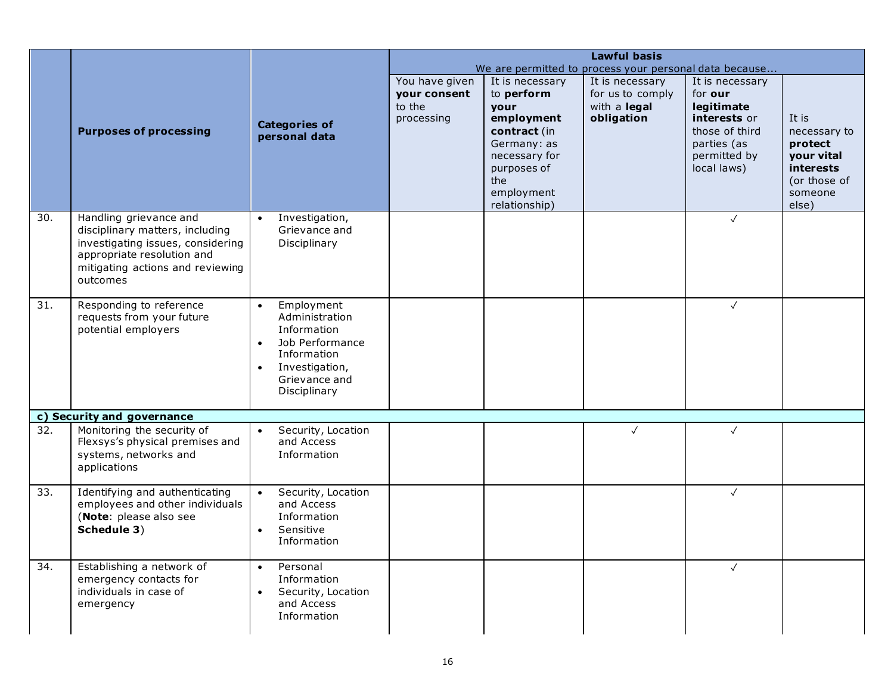| | Purposes of processing | Categories of personal data | Lawful basis<br>We are permitted to process your personal data because... | | | | |
|---|---|---|---|---|---|---|---|
| | | | You have given **your consent** to the processing | It is necessary to **perform your employment contract** (in Germany: as necessary for purposes of the employment relationship) | It is necessary for us to comply with a **legal obligation** | It is necessary for **our legitimate interests** or those of third parties (as permitted by local laws) | It is necessary to **protect your vital interests** (or those of someone else) |
| 30. | Handling grievance and disciplinary matters, including investigating issues, considering appropriate resolution and mitigating actions and reviewing outcomes | • Investigation, Grievance and Disciplinary | | | | ✓ | |
| 31. | Responding to reference requests from your future potential employers | • Employment Administration Information<br>• Job Performance Information<br>• Investigation, Grievance and Disciplinary | | | | ✓ | |
| **c) Security and governance** | | | | | | | |
| 32. | Monitoring the security of Flexsys's physical premises and systems, networks and applications | • Security, Location and Access Information | | | ✓ | ✓ | |
| 33. | Identifying and authenticating employees and other individuals (**Note**: please also see **Schedule 3**) | • Security, Location and Access Information<br>• Sensitive Information | | | | ✓ | |
| 34. | Establishing a network of emergency contacts for individuals in case of emergency | • Personal Information<br>• Security, Location and Access Information | | | | ✓ | |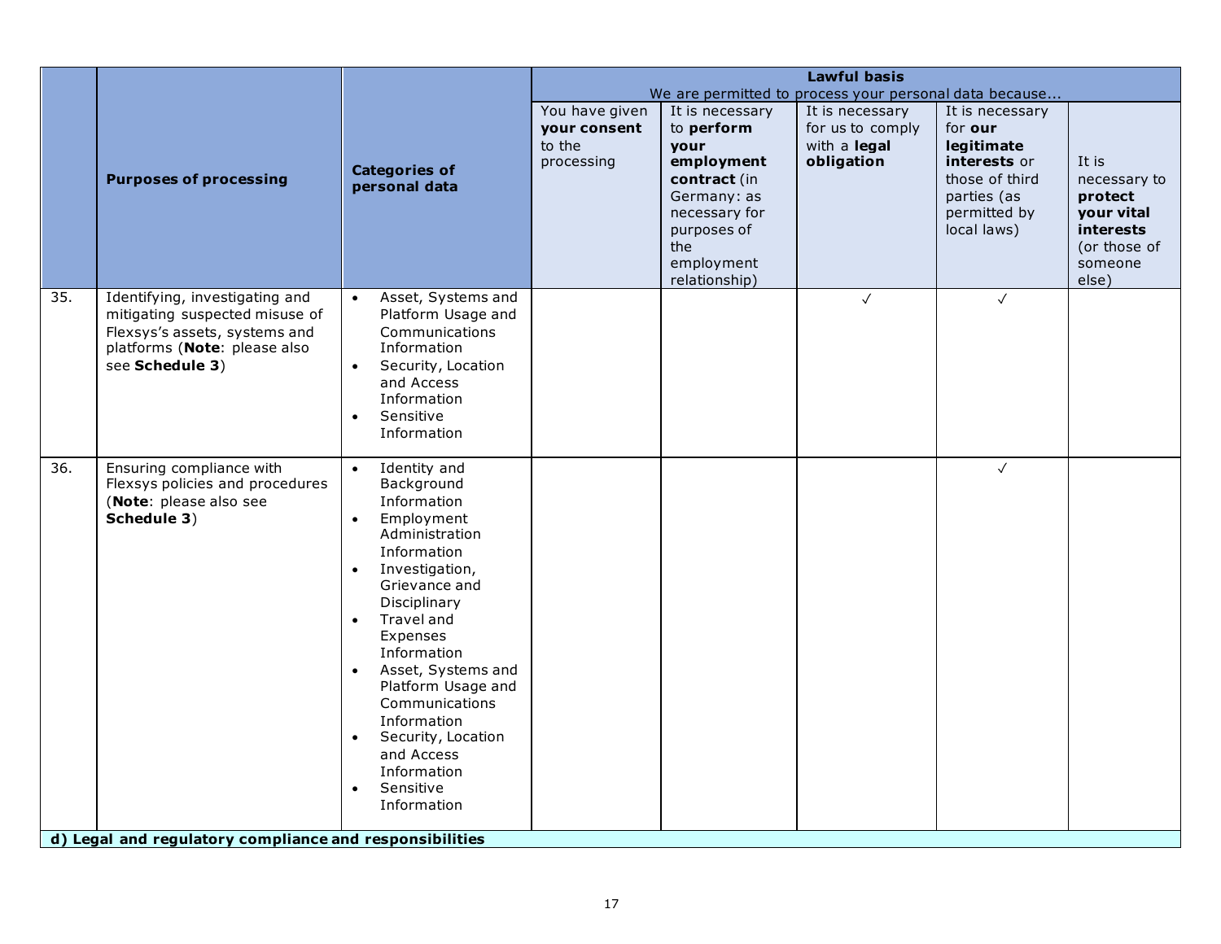| | Purposes of processing | Categories of personal data | Lawful basis<br>We are permitted to process your personal data because... | | | | |
|---|---|---|---|---|---|---|---|
| | | | You have given **your consent** to the processing | It is necessary to **perform your employment contract** (in Germany: as necessary for purposes of the employment relationship) | It is necessary for us to comply with a **legal obligation** | It is necessary for **our legitimate interests** or those of third parties (as permitted by local laws) | It is necessary to **protect your vital interests** (or those of someone else) |
| 35. | Identifying, investigating and mitigating suspected misuse of Flexsys's assets, systems and platforms (**Note**: please also see **Schedule 3**) | • Asset, Systems and Platform Usage and Communications Information<br>• Security, Location and Access Information<br>• Sensitive Information | | | ✓ | ✓ | |
| 36. | Ensuring compliance with Flexsys policies and procedures (**Note**: please also see **Schedule 3**) | • Identity and Background Information<br>• Employment Administration Information<br>• Investigation, Grievance and Disciplinary<br>• Travel and Expenses Information<br>• Asset, Systems and Platform Usage and Communications Information<br>• Security, Location and Access Information<br>• Sensitive Information | | | | ✓ | |
| **d) Legal and regulatory compliance and responsibilities** | | | | | | | |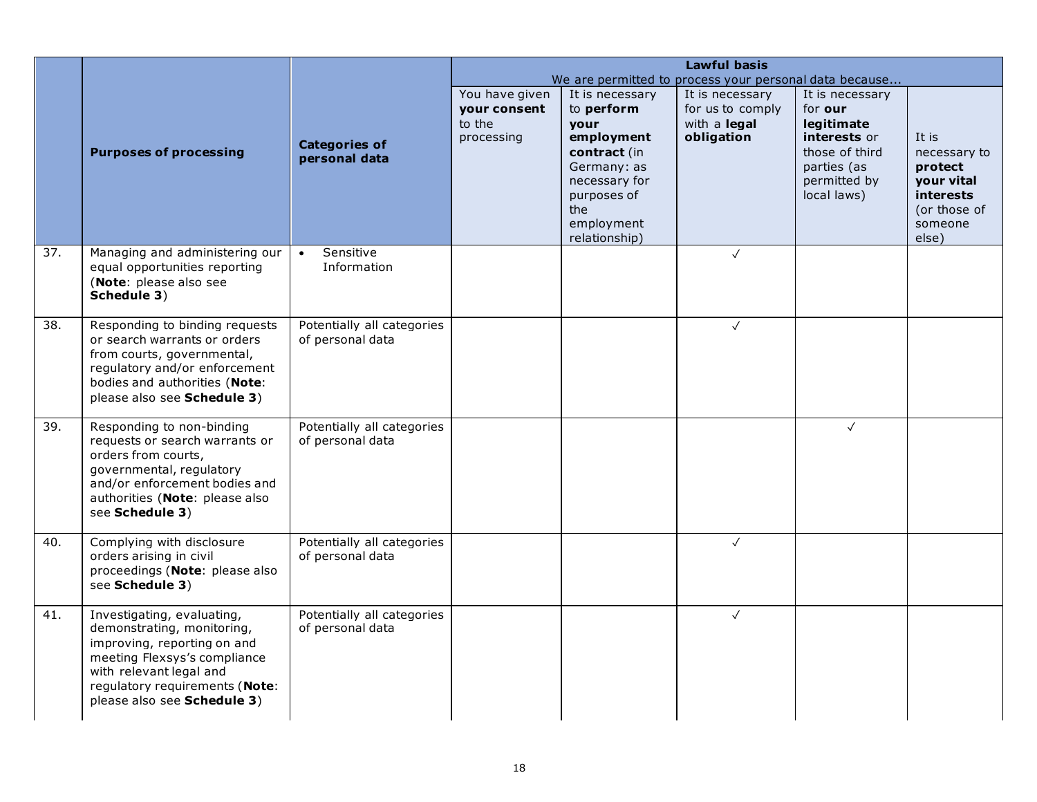| | Purposes of processing | Categories of personal data | Lawful basis<br>We are permitted to process your personal data because... | | | | |
|---|---|---|---|---|---|---|---|
| | | | You have given **your consent** to the processing | It is necessary to **perform your employment contract** (in Germany: as necessary for purposes of the employment relationship) | It is necessary for us to comply with a **legal obligation** | It is necessary for **our legitimate interests** or those of third parties (as permitted by local laws) | It is necessary to **protect your vital interests** (or those of someone else) |
| 37. | Managing and administering our equal opportunities reporting (**Note**: please also see **Schedule 3**) | • Sensitive Information | | | ✓ | | |
| 38. | Responding to binding requests or search warrants or orders from courts, governmental, regulatory and/or enforcement bodies and authorities (**Note**: please also see **Schedule 3**) | Potentially all categories of personal data | | | ✓ | | |
| 39. | Responding to non-binding requests or search warrants or orders from courts, governmental, regulatory and/or enforcement bodies and authorities (**Note**: please also see **Schedule 3**) | Potentially all categories of personal data | | | | ✓ | |
| 40. | Complying with disclosure orders arising in civil proceedings (**Note**: please also see **Schedule 3**) | Potentially all categories of personal data | | | ✓ | | |
| 41. | Investigating, evaluating, demonstrating, monitoring, improving, reporting on and meeting Flexsys's compliance with relevant legal and regulatory requirements (**Note**: please also see **Schedule 3**) | Potentially all categories of personal data | | | ✓ | | |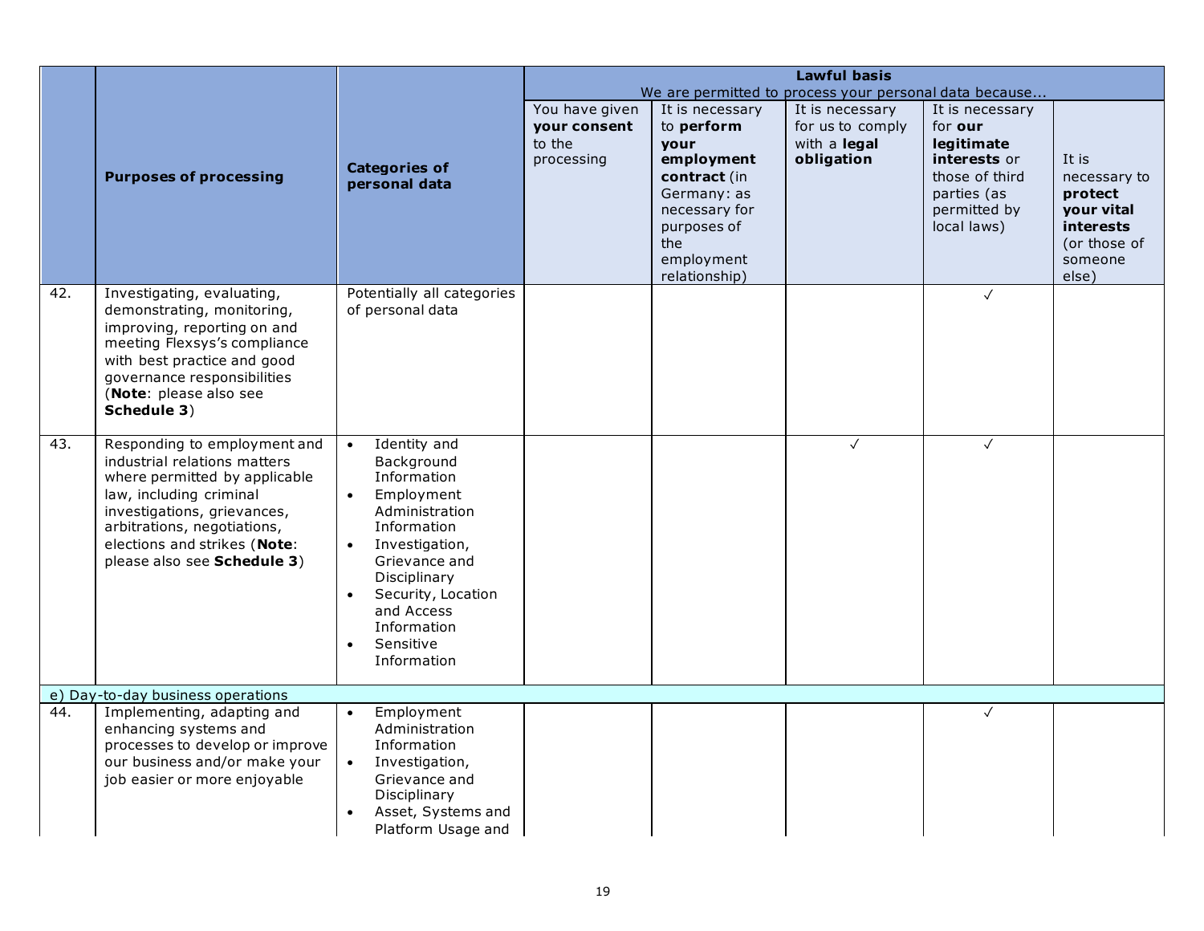| | Purposes of processing | Categories of personal data | Lawful basis<br>We are permitted to process your personal data because... | | | | |
|---|---|---|---|---|---|---|---|
| | | | You have given **your consent** to the processing | It is necessary to **perform your employment contract** (in Germany: as necessary for purposes of the employment relationship) | It is necessary for us to comply with a **legal obligation** | It is necessary for **our legitimate interests** or those of third parties (as permitted by local laws) | It is necessary to **protect your vital interests** (or those of someone else) |
| 42. | Investigating, evaluating, demonstrating, monitoring, improving, reporting on and meeting Flexsys's compliance with best practice and good governance responsibilities (**Note**: please also see **Schedule 3**) | Potentially all categories of personal data | | | | ✓ | |
| 43. | Responding to employment and industrial relations matters where permitted by applicable law, including criminal investigations, grievances, arbitrations, negotiations, elections and strikes (**Note**: please also see **Schedule 3**) | • Identity and Background Information<br>• Employment Administration Information<br>• Investigation, Grievance and Disciplinary<br>• Security, Location and Access Information<br>• Sensitive Information | | | ✓ | ✓ | |
| e) Day-to-day business operations | | | | | | | |
| 44. | Implementing, adapting and enhancing systems and processes to develop or improve our business and/or make your job easier or more enjoyable | • Employment Administration Information<br>• Investigation, Grievance and Disciplinary<br>• Asset, Systems and Platform Usage and | | | | ✓ | |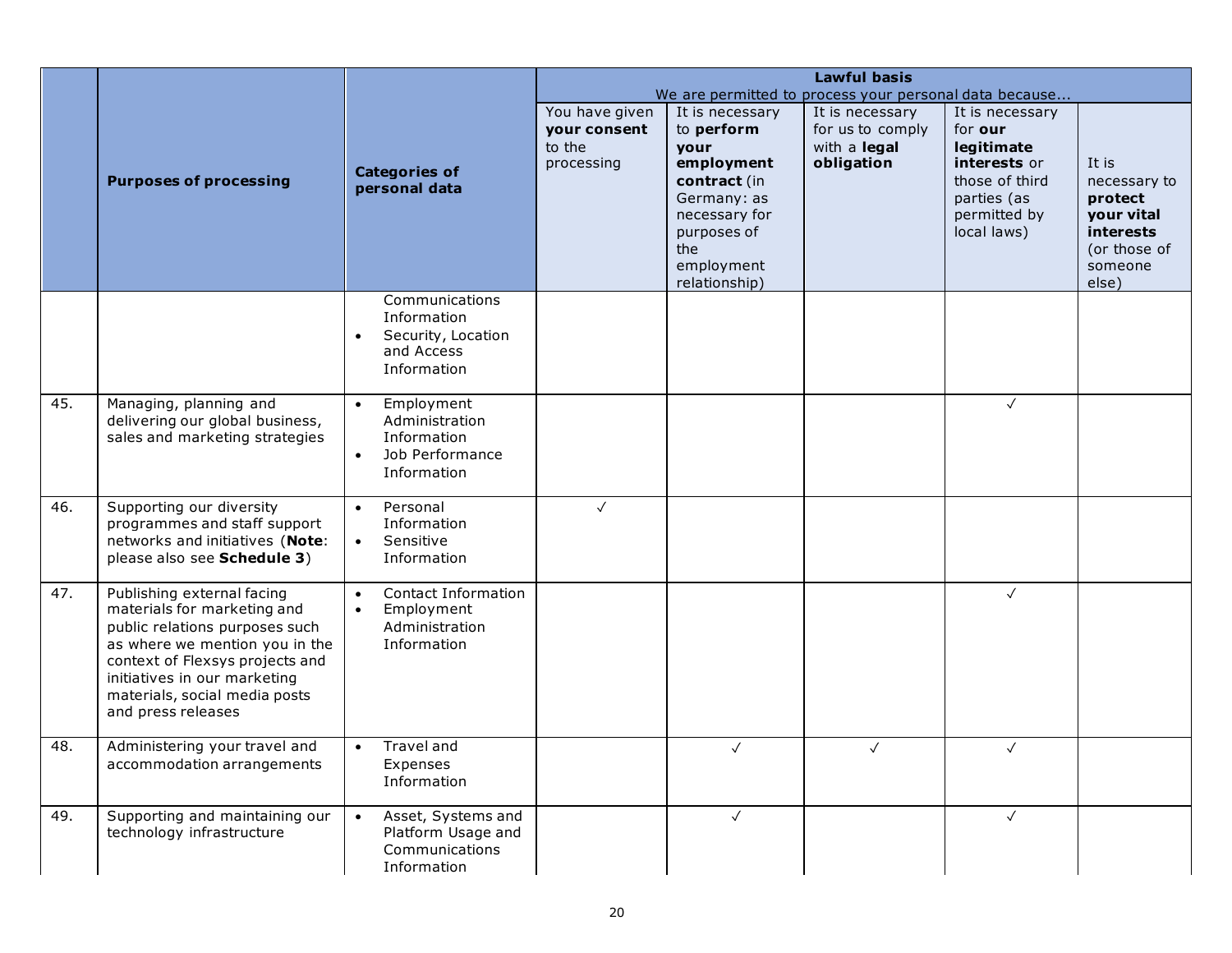| | Purposes of processing | Categories of personal data | Lawful basis<br>We are permitted to process your personal data because... | | | | |
|---|---|---|---|---|---|---|---|
| | | | You have given **your consent** to the processing | It is necessary to **perform your employment contract** (in Germany: as necessary for purposes of the employment relationship) | It is necessary for us to comply with a **legal obligation** | It is necessary for **our legitimate interests** or those of third parties (as permitted by local laws) | It is necessary to **protect your vital interests** (or those of someone else) |
| | | Communications Information<br>• Security, Location and Access Information | | | | | |
| 45. | Managing, planning and delivering our global business, sales and marketing strategies | • Employment Administration Information<br>• Job Performance Information | | | | ✓ | |
| 46. | Supporting our diversity programmes and staff support networks and initiatives (**Note**: please also see **Schedule 3**) | • Personal Information<br>• Sensitive Information | ✓ | | | | |
| 47. | Publishing external facing materials for marketing and public relations purposes such as where we mention you in the context of Flexsys projects and initiatives in our marketing materials, social media posts and press releases | • Contact Information<br>• Employment Administration Information | | | | ✓ | |
| 48. | Administering your travel and accommodation arrangements | • Travel and Expenses Information | | ✓ | ✓ | ✓ | |
| 49. | Supporting and maintaining our technology infrastructure | • Asset, Systems and Platform Usage and Communications Information | | ✓ | | ✓ | |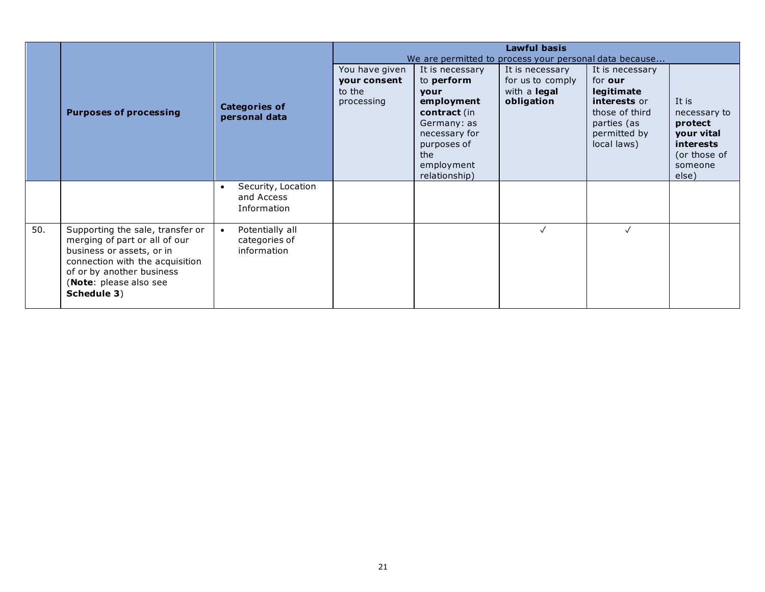| | Purposes of processing | Categories of personal data | **Lawful basis** We are permitted to process your personal data because... | | | | |
|---|---|---|---|---|---|---|---|
| | | | You have given **your consent** to the processing | It is necessary to **perform your employment contract** (in Germany: as necessary for purposes of the employment relationship) | It is necessary for us to comply with a **legal obligation** | It is necessary for **our legitimate interests** or those of third parties (as permitted by local laws) | It is necessary to **protect your vital interests** (or those of someone else) |
| | | • Security, Location and Access Information | | | | | |
| 50. | Supporting the sale, transfer or merging of part or all of our business or assets, or in connection with the acquisition of or by another business (**Note**: please also see **Schedule 3**) | • Potentially all categories of information | | | ✓ | ✓ | |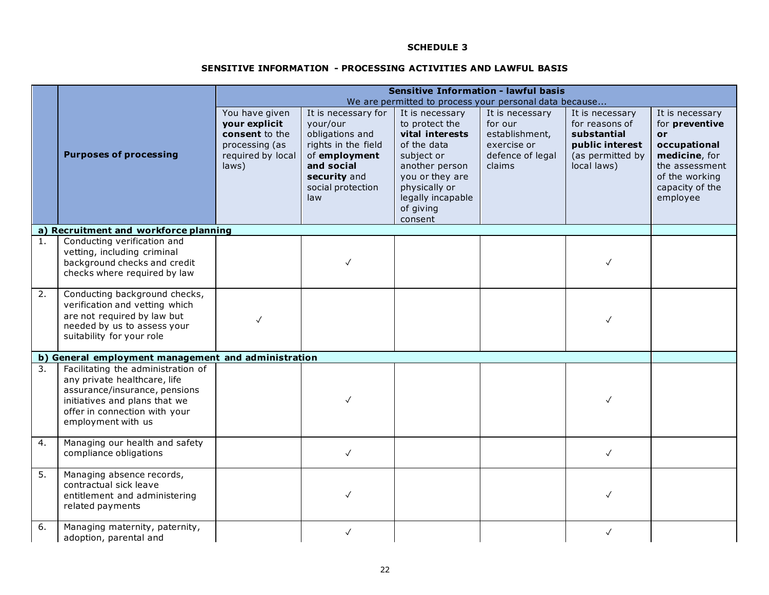**SCHEDULE 3**

**SENSITIVE INFORMATION - PROCESSING ACTIVITIES AND LAWFUL BASIS**

| | **Purposes of processing** | **Sensitive Information - lawful basis** We are permitted to process your personal data because... | | | | | |
|---|---|---|---|---|---|---|---|
| | | You have given **your explicit consent** to the processing (as required by local laws) | It is necessary for your/our obligations and rights in the field of **employment and social security** and social protection law | It is necessary to protect the **vital interests** of the data subject or another person you or they are physically or legally incapable of giving consent | It is necessary for our establishment, exercise or defence of legal claims | It is necessary for reasons of **substantial public interest** (as permitted by local laws) | It is necessary for **preventive or occupational medicine**, for the assessment of the working capacity of the employee |
| **a) Recruitment and workforce planning** | | | | | | | |
| 1. | Conducting verification and vetting, including criminal background checks and credit checks where required by law | | ✓ | | | ✓ | |
| 2. | Conducting background checks, verification and vetting which are not required by law but needed by us to assess your suitability for your role | ✓ | | | | ✓ | |
| **b) General employment management and administration** | | | | | | | |
| 3. | Facilitating the administration of any private healthcare, life assurance/insurance, pensions initiatives and plans that we offer in connection with your employment with us | | ✓ | | | ✓ | |
| 4. | Managing our health and safety compliance obligations | | ✓ | | | ✓ | |
| 5. | Managing absence records, contractual sick leave entitlement and administering related payments | | ✓ | | | ✓ | |
| 6. | Managing maternity, paternity, adoption, parental and | | ✓ | | | ✓ | |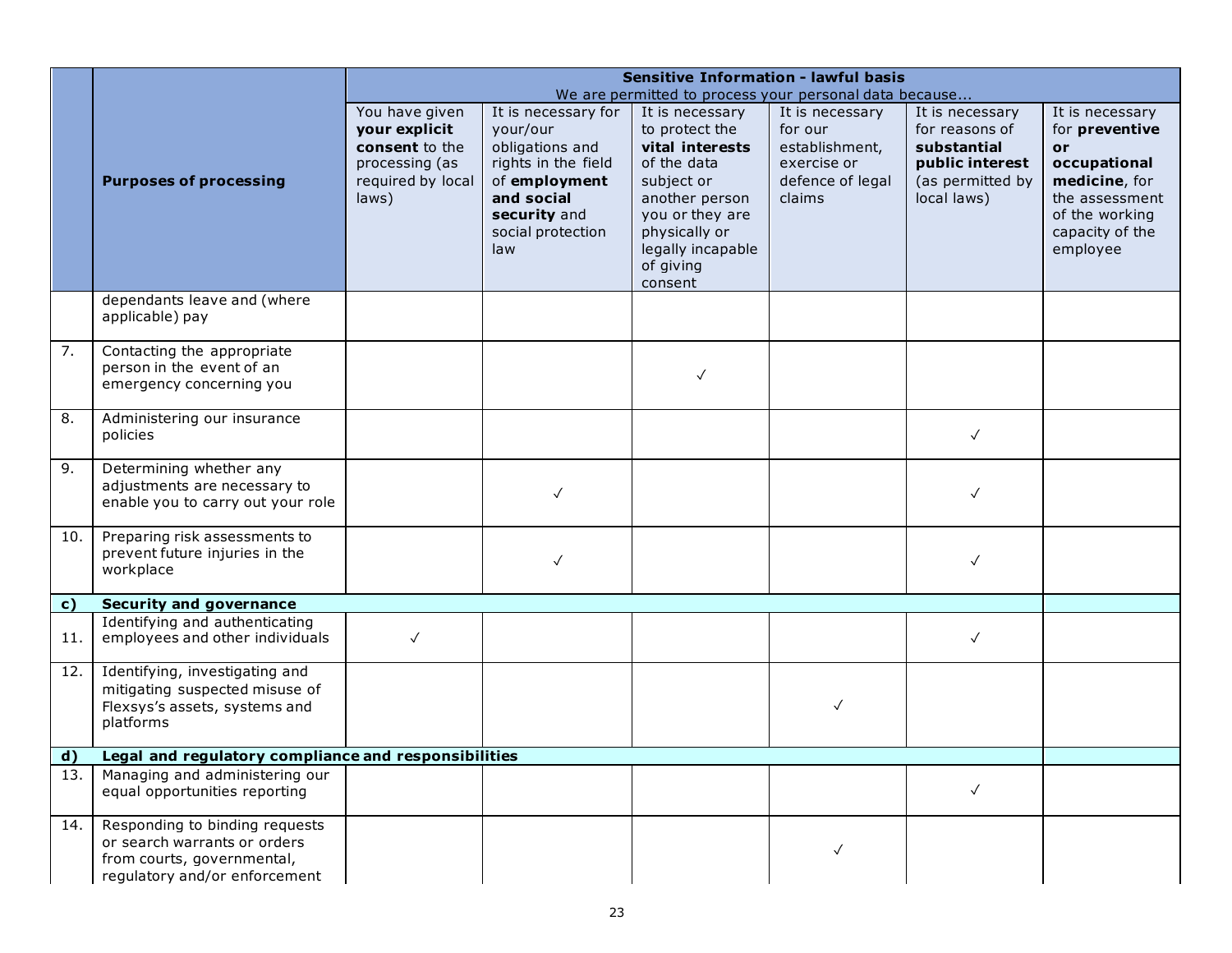| | Purposes of processing | **Sensitive Information - lawful basis** We are permitted to process your personal data because... | | | | | |
|---|---|---|---|---|---|---|---|
| | | You have given **your explicit consent** to the processing (as required by local laws) | It is necessary for your/our obligations and rights in the field of **employment and social security** and social protection law | It is necessary to protect the **vital interests** of the data subject or another person you or they are physically or legally incapable of giving consent | It is necessary for our establishment, exercise or defence of legal claims | It is necessary for reasons of **substantial public interest** (as permitted by local laws) | It is necessary for **preventive or occupational medicine**, for the assessment of the working capacity of the employee |
| | dependants leave and (where applicable) pay | | | | | | |
| 7. | Contacting the appropriate person in the event of an emergency concerning you | | | ✓ | | | |
| 8. | Administering our insurance policies | | | | | ✓ | |
| 9. | Determining whether any adjustments are necessary to enable you to carry out your role | | ✓ | | | ✓ | |
| 10. | Preparing risk assessments to prevent future injuries in the workplace | | ✓ | | | ✓ | |
| **c)** | **Security and governance** | | | | | | |
| 11. | Identifying and authenticating employees and other individuals | ✓ | | | | ✓ | |
| 12. | Identifying, investigating and mitigating suspected misuse of Flexsys's assets, systems and platforms | | | | ✓ | | |
| **d)** | **Legal and regulatory compliance and responsibilities** | | | | | | |
| 13. | Managing and administering our equal opportunities reporting | | | | | ✓ | |
| 14. | Responding to binding requests or search warrants or orders from courts, governmental, regulatory and/or enforcement | | | | ✓ | | |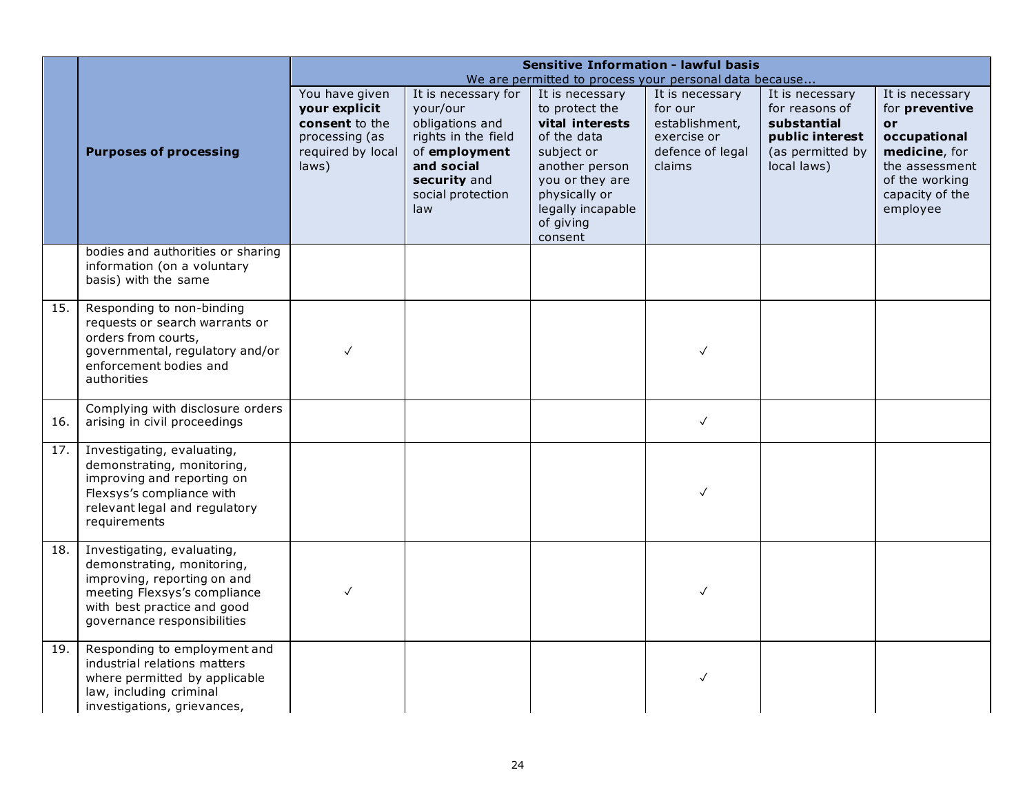| | **Purposes of processing** | **Sensitive Information - lawful basis** We are permitted to process your personal data because... | | | | | |
|---|---|---|---|---|---|---|---|
| | | You have given **your explicit consent** to the processing (as required by local laws) | It is necessary for your/our obligations and rights in the field of **employment and social security** and social protection law | It is necessary to protect the **vital interests** of the data subject or another person you or they are physically or legally incapable of giving consent | It is necessary for our establishment, exercise or defence of legal claims | It is necessary for reasons of **substantial public interest** (as permitted by local laws) | It is necessary for **preventive or occupational medicine**, for the assessment of the working capacity of the employee |
| | bodies and authorities or sharing information (on a voluntary basis) with the same | | | | | | |
| 15. | Responding to non-binding requests or search warrants or orders from courts, governmental, regulatory and/or enforcement bodies and authorities | ✓ | | | ✓ | | |
| 16. | Complying with disclosure orders arising in civil proceedings | | | | ✓ | | |
| 17. | Investigating, evaluating, demonstrating, monitoring, improving and reporting on Flexsys's compliance with relevant legal and regulatory requirements | | | | ✓ | | |
| 18. | Investigating, evaluating, demonstrating, monitoring, improving, reporting on and meeting Flexsys's compliance with best practice and good governance responsibilities | ✓ | | | ✓ | | |
| 19. | Responding to employment and industrial relations matters where permitted by applicable law, including criminal investigations, grievances, | | | | ✓ | | |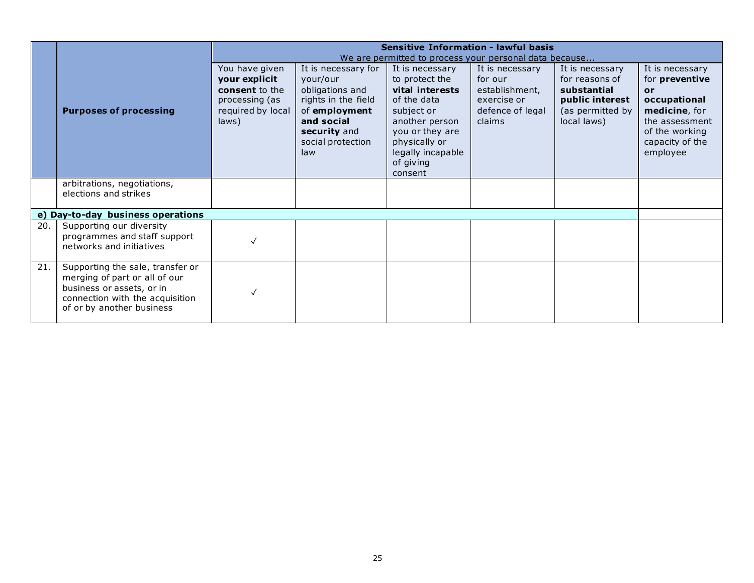| | Purposes of processing | **Sensitive Information - lawful basis** We are permitted to process your personal data because... | | | | | |
|---|---|---|---|---|---|---|---|
| | | You have given **your explicit consent** to the processing (as required by local laws) | It is necessary for your/our obligations and rights in the field of **employment and social security** and social protection law | It is necessary to protect the **vital interests** of the data subject or another person you or they are physically or legally incapable of giving consent | It is necessary for our establishment, exercise or defence of legal claims | It is necessary for reasons of **substantial public interest** (as permitted by local laws) | It is necessary for **preventive or occupational medicine**, for the assessment of the working capacity of the employee |
| | arbitrations, negotiations, elections and strikes | | | | | | |
| **e) Day-to-day business operations** | | | | | | | |
| 20. | Supporting our diversity programmes and staff support networks and initiatives | ✓ | | | | | |
| 21. | Supporting the sale, transfer or merging of part or all of our business or assets, or in connection with the acquisition of or by another business | ✓ | | | | | |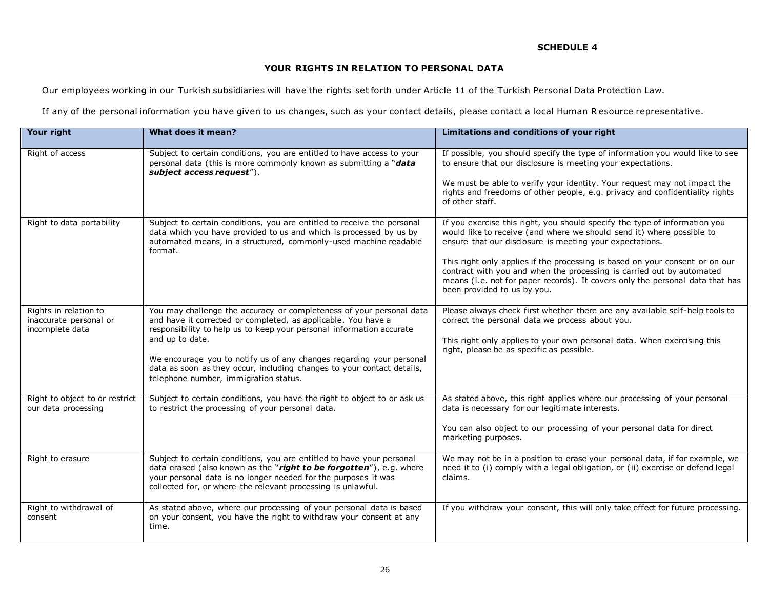**SCHEDULE 4**

## YOUR RIGHTS IN RELATION TO PERSONAL DATA

Our employees working in our Turkish subsidiaries will have the rights set forth under Article 11 of the Turkish Personal Data Protection Law.

If any of the personal information you have given to us changes, such as your contact details, please contact a local Human Resource representative.

| Your right | What does it mean? | Limitations and conditions of your right |
|---|---|---|
| Right of access | Subject to certain conditions, you are entitled to have access to your personal data (this is more commonly known as submitting a "***data subject access request***"). | If possible, you should specify the type of information you would like to see to ensure that our disclosure is meeting your expectations.<br><br>We must be able to verify your identity. Your request may not impact the rights and freedoms of other people, e.g. privacy and confidentiality rights of other staff. |
| Right to data portability | Subject to certain conditions, you are entitled to receive the personal data which you have provided to us and which is processed by us by automated means, in a structured, commonly-used machine readable format. | If you exercise this right, you should specify the type of information you would like to receive (and where we should send it) where possible to ensure that our disclosure is meeting your expectations.<br><br>This right only applies if the processing is based on your consent or on our contract with you and when the processing is carried out by automated means (i.e. not for paper records). It covers only the personal data that has been provided to us by you. |
| Rights in relation to inaccurate personal or incomplete data | You may challenge the accuracy or completeness of your personal data and have it corrected or completed, as applicable. You have a responsibility to help us to keep your personal information accurate and up to date.<br><br>We encourage you to notify us of any changes regarding your personal data as soon as they occur, including changes to your contact details, telephone number, immigration status. | Please always check first whether there are any available self-help tools to correct the personal data we process about you.<br><br>This right only applies to your own personal data. When exercising this right, please be as specific as possible. |
| Right to object to or restrict our data processing | Subject to certain conditions, you have the right to object to or ask us to restrict the processing of your personal data. | As stated above, this right applies where our processing of your personal data is necessary for our legitimate interests.<br><br>You can also object to our processing of your personal data for direct marketing purposes. |
| Right to erasure | Subject to certain conditions, you are entitled to have your personal data erased (also known as the "***right to be forgotten***"), e.g. where your personal data is no longer needed for the purposes it was collected for, or where the relevant processing is unlawful. | We may not be in a position to erase your personal data, if for example, we need it to (i) comply with a legal obligation, or (ii) exercise or defend legal claims. |
| Right to withdrawal of consent | As stated above, where our processing of your personal data is based on your consent, you have the right to withdraw your consent at any time. | If you withdraw your consent, this will only take effect for future processing. |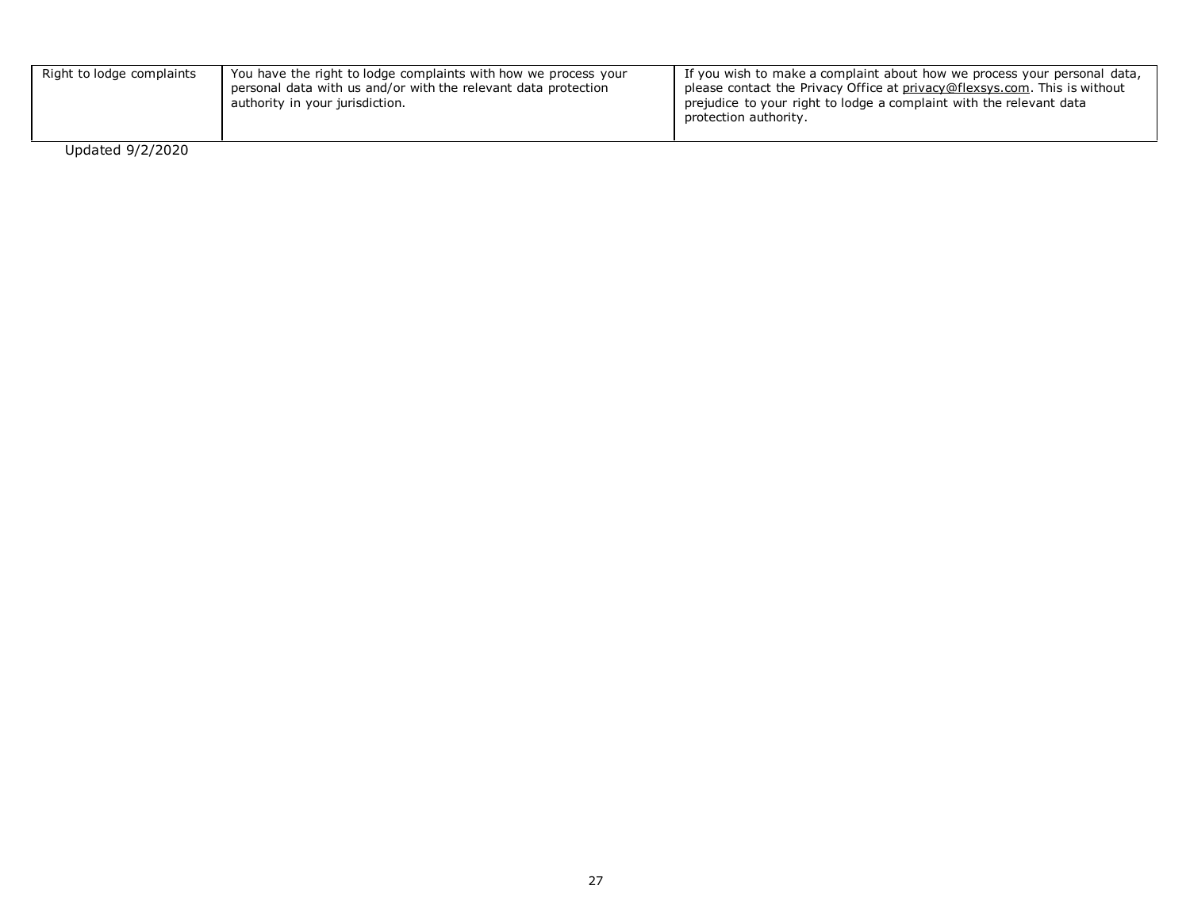| | | |
|---|---|---|
| Right to lodge complaints | You have the right to lodge complaints with how we process your personal data with us and/or with the relevant data protection authority in your jurisdiction. | If you wish to make a complaint about how we process your personal data, please contact the Privacy Office at privacy@flexsys.com. This is without prejudice to your right to lodge a complaint with the relevant data protection authority. |

Updated 9/2/2020